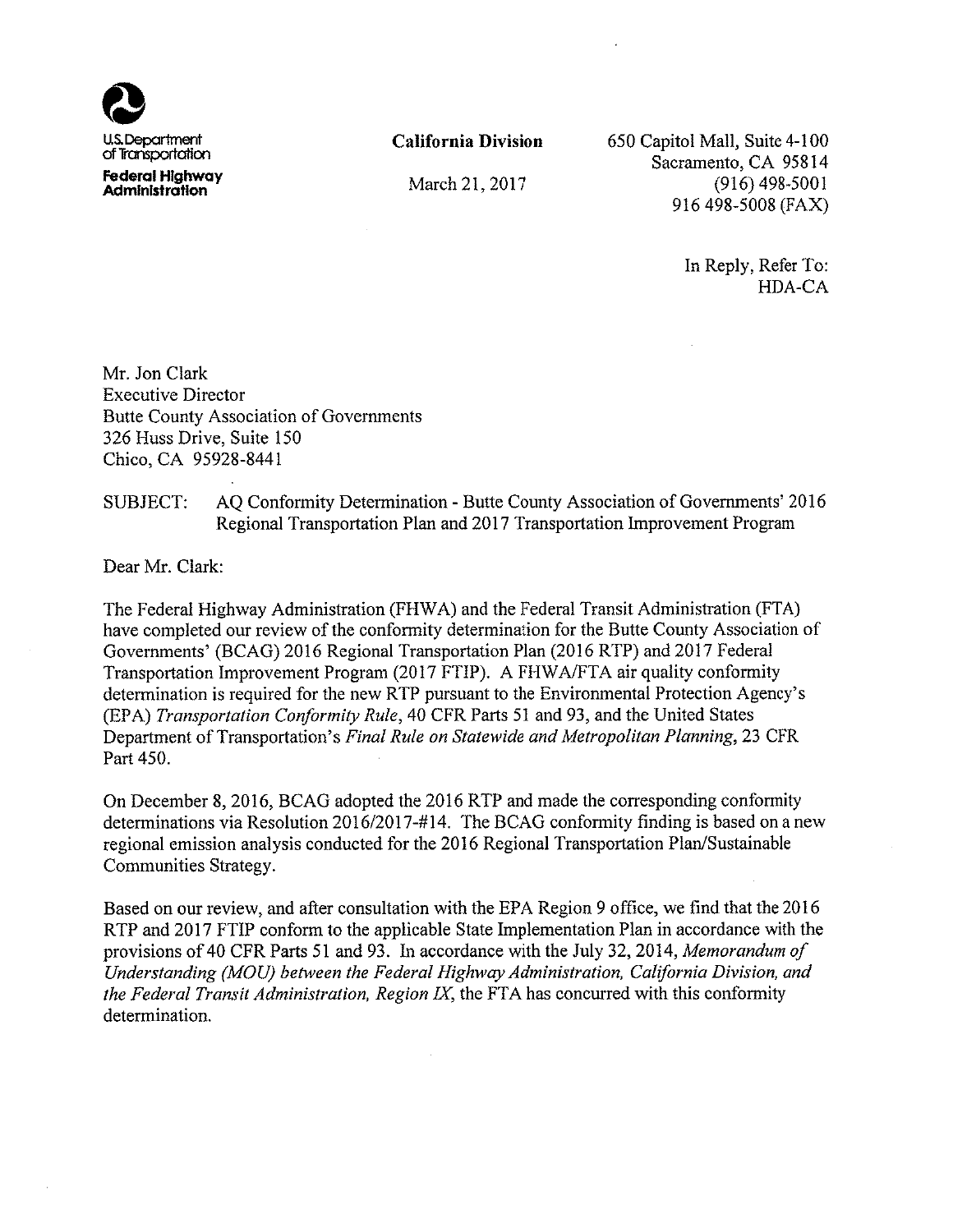U.S. Department of Transportation

**Federal Highway Administration**

**California Division**

March 21, 2017

650 Capitol Mall, Suite 4-100
Sacramento, CA 95814
(916) 498-5001
916 498-5008 (FAX)

In Reply, Refer To:
HDA-CA

Mr. Jon Clark
Executive Director
Butte County Association of Governments
326 Huss Drive, Suite 150
Chico, CA 95928-8441

SUBJECT: AQ Conformity Determination - Butte County Association of Governments' 2016 Regional Transportation Plan and 2017 Transportation Improvement Program

Dear Mr. Clark:

The Federal Highway Administration (FHWA) and the Federal Transit Administration (FTA) have completed our review of the conformity determination for the Butte County Association of Governments' (BCAG) 2016 Regional Transportation Plan (2016 RTP) and 2017 Federal Transportation Improvement Program (2017 FTIP). A FHWA/FTA air quality conformity determination is required for the new RTP pursuant to the Environmental Protection Agency's (EPA) *Transportation Conformity Rule*, 40 CFR Parts 51 and 93, and the United States Department of Transportation's *Final Rule on Statewide and Metropolitan Planning*, 23 CFR Part 450.

On December 8, 2016, BCAG adopted the 2016 RTP and made the corresponding conformity determinations via Resolution 2016/2017-#14. The BCAG conformity finding is based on a new regional emission analysis conducted for the 2016 Regional Transportation Plan/Sustainable Communities Strategy.

Based on our review, and after consultation with the EPA Region 9 office, we find that the 2016 RTP and 2017 FTIP conform to the applicable State Implementation Plan in accordance with the provisions of 40 CFR Parts 51 and 93. In accordance with the July 32, 2014, *Memorandum of Understanding (MOU) between the Federal Highway Administration, California Division, and the Federal Transit Administration, Region IX*, the FTA has concurred with this conformity determination.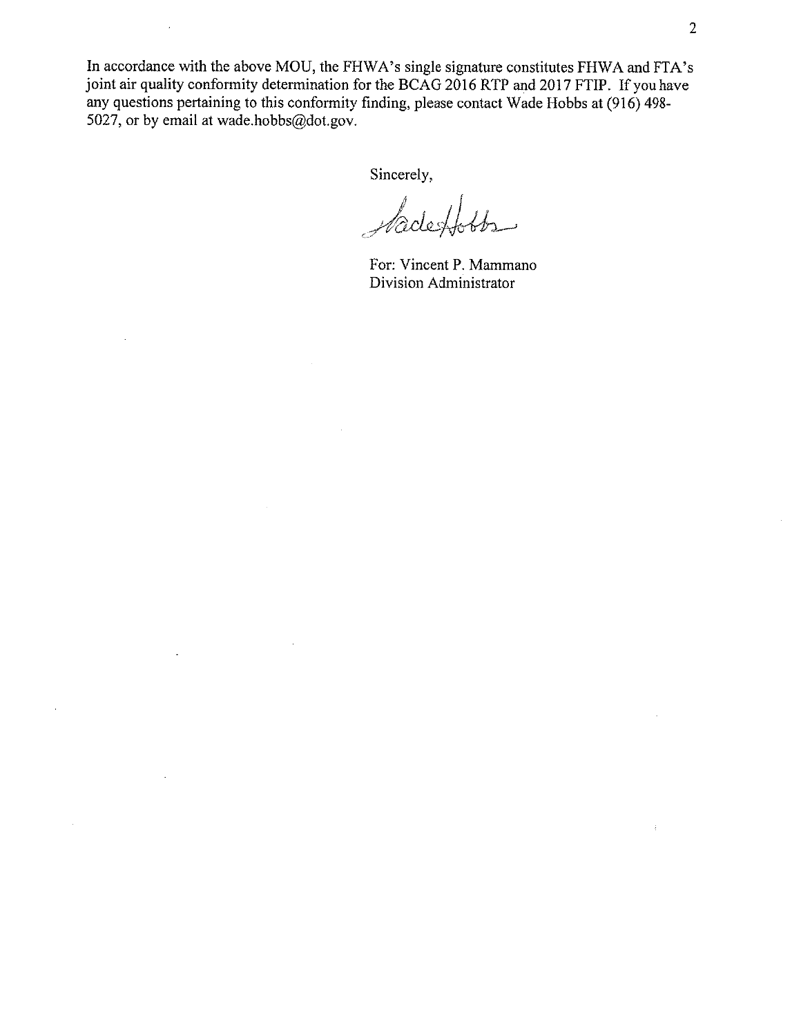In accordance with the above MOU, the FHWA's single signature constitutes FHWA and FTA's joint air quality conformity determination for the BCAG 2016 RTP and 2017 FTIP. If you have any questions pertaining to this conformity finding, please contact Wade Hobbs at (916) 498-5027, or by email at wade.hobbs@dot.gov.

Sincerely,

Wade Hobbs

For: Vincent P. Mammano
Division Administrator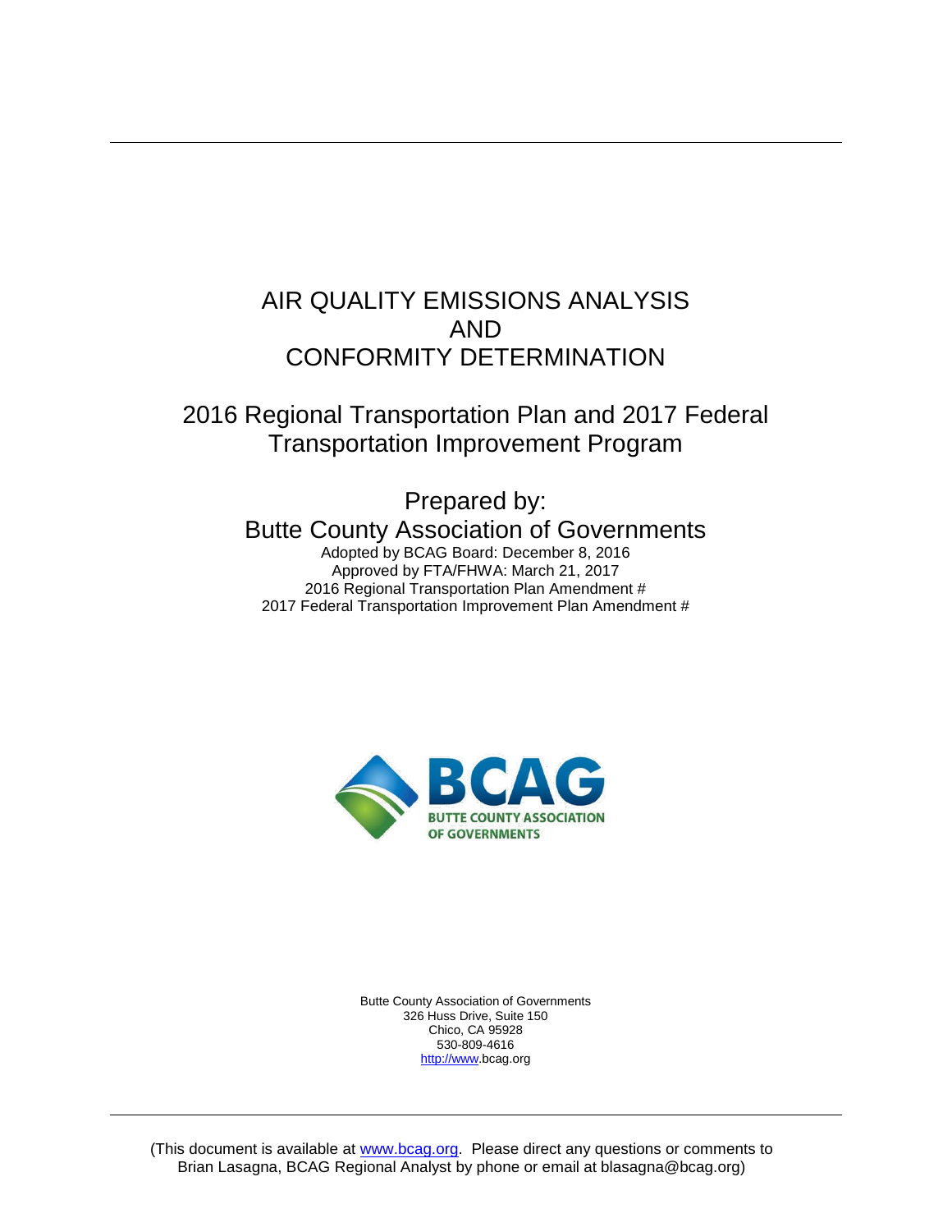# AIR QUALITY EMISSIONS ANALYSIS AND CONFORMITY DETERMINATION

## 2016 Regional Transportation Plan and 2017 Federal Transportation Improvement Program

### Prepared by:
### Butte County Association of Governments

Adopted by BCAG Board: December 8, 2016
Approved by FTA/FHWA: March 21, 2017
2016 Regional Transportation Plan Amendment #
2017 Federal Transportation Improvement Plan Amendment #

BCAG
BUTTE COUNTY ASSOCIATION OF GOVERNMENTS

Butte County Association of Governments
326 Huss Drive, Suite 150
Chico, CA 95928
530-809-4616
http://www.bcag.org

(This document is available at www.bcag.org. Please direct any questions or comments to Brian Lasagna, BCAG Regional Analyst by phone or email at blasagna@bcag.org)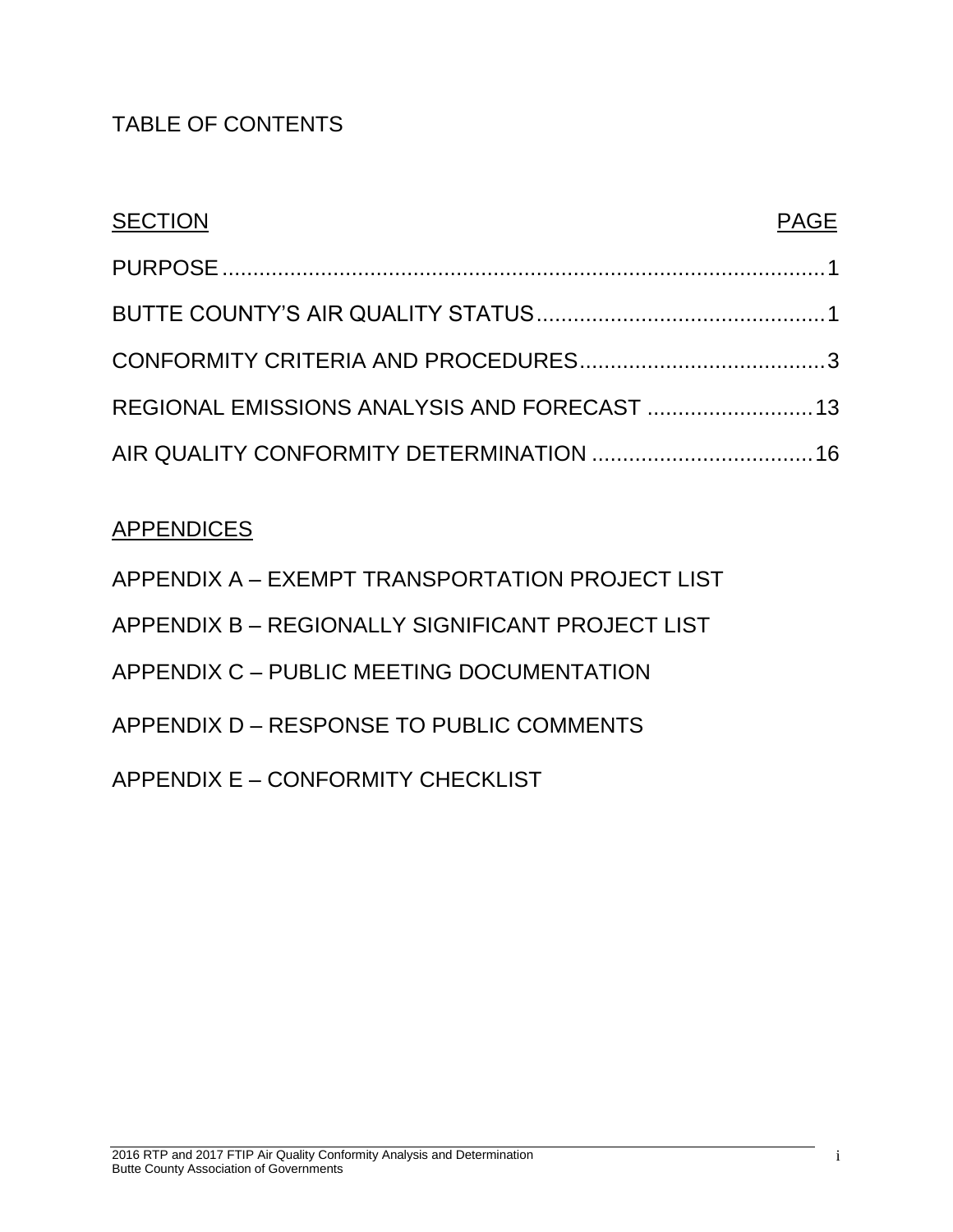# TABLE OF CONTENTS

| SECTION | PAGE |
|---|---|
| PURPOSE | 1 |
| BUTTE COUNTY'S AIR QUALITY STATUS | 1 |
| CONFORMITY CRITERIA AND PROCEDURES | 3 |
| REGIONAL EMISSIONS ANALYSIS AND FORECAST | 13 |
| AIR QUALITY CONFORMITY DETERMINATION | 16 |

## APPENDICES

APPENDIX A – EXEMPT TRANSPORTATION PROJECT LIST

APPENDIX B – REGIONALLY SIGNIFICANT PROJECT LIST

APPENDIX C – PUBLIC MEETING DOCUMENTATION

APPENDIX D – RESPONSE TO PUBLIC COMMENTS

APPENDIX E – CONFORMITY CHECKLIST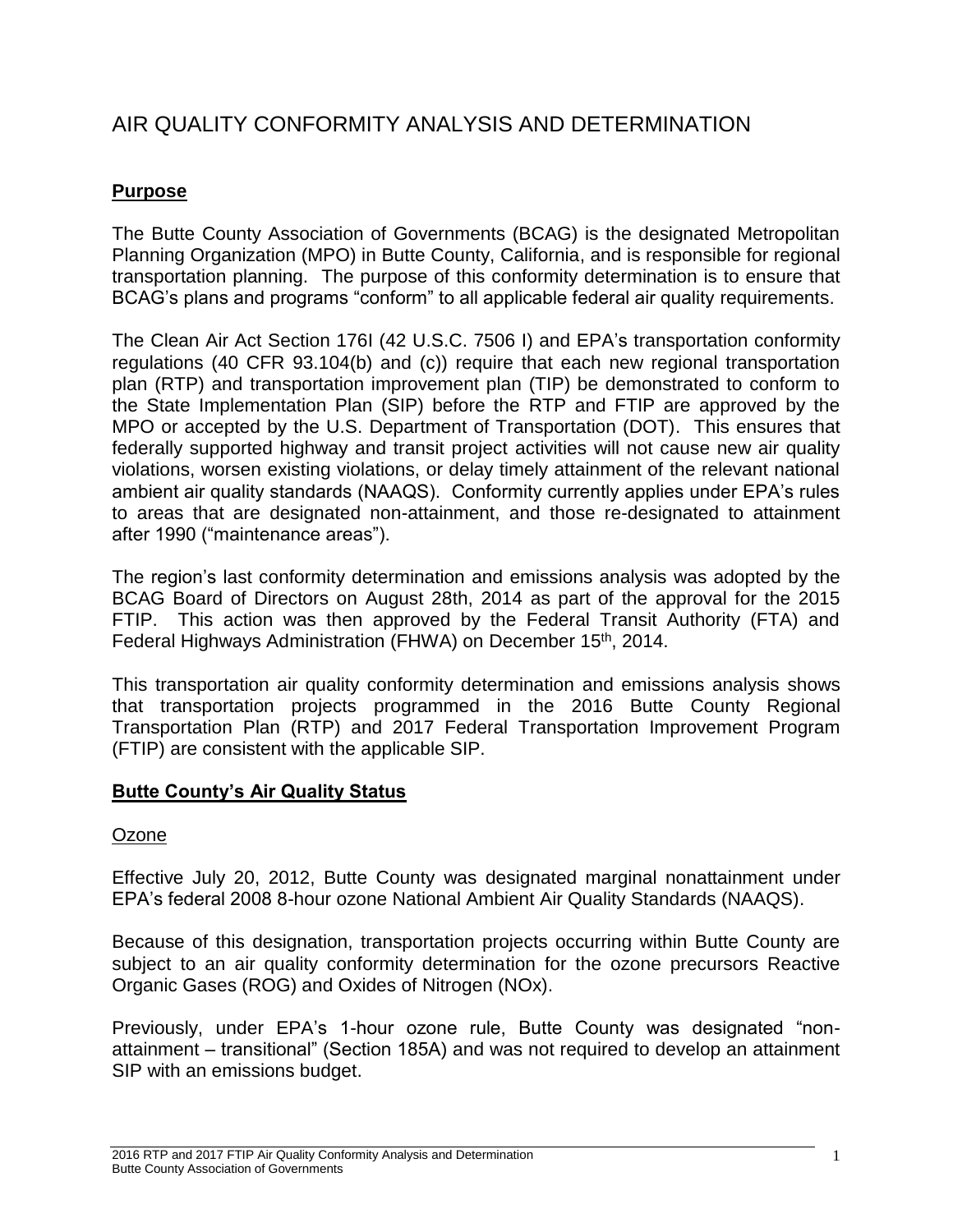# AIR QUALITY CONFORMITY ANALYSIS AND DETERMINATION

## **Purpose**

The Butte County Association of Governments (BCAG) is the designated Metropolitan Planning Organization (MPO) in Butte County, California, and is responsible for regional transportation planning. The purpose of this conformity determination is to ensure that BCAG's plans and programs "conform" to all applicable federal air quality requirements.

The Clean Air Act Section 176I (42 U.S.C. 7506 I) and EPA's transportation conformity regulations (40 CFR 93.104(b) and (c)) require that each new regional transportation plan (RTP) and transportation improvement plan (TIP) be demonstrated to conform to the State Implementation Plan (SIP) before the RTP and FTIP are approved by the MPO or accepted by the U.S. Department of Transportation (DOT). This ensures that federally supported highway and transit project activities will not cause new air quality violations, worsen existing violations, or delay timely attainment of the relevant national ambient air quality standards (NAAQS). Conformity currently applies under EPA's rules to areas that are designated non-attainment, and those re-designated to attainment after 1990 ("maintenance areas").

The region's last conformity determination and emissions analysis was adopted by the BCAG Board of Directors on August 28th, 2014 as part of the approval for the 2015 FTIP. This action was then approved by the Federal Transit Authority (FTA) and Federal Highways Administration (FHWA) on December 15th, 2014.

This transportation air quality conformity determination and emissions analysis shows that transportation projects programmed in the 2016 Butte County Regional Transportation Plan (RTP) and 2017 Federal Transportation Improvement Program (FTIP) are consistent with the applicable SIP.

## **Butte County's Air Quality Status**

### Ozone

Effective July 20, 2012, Butte County was designated marginal nonattainment under EPA's federal 2008 8-hour ozone National Ambient Air Quality Standards (NAAQS).

Because of this designation, transportation projects occurring within Butte County are subject to an air quality conformity determination for the ozone precursors Reactive Organic Gases (ROG) and Oxides of Nitrogen (NOx).

Previously, under EPA's 1-hour ozone rule, Butte County was designated "non-attainment – transitional" (Section 185A) and was not required to develop an attainment SIP with an emissions budget.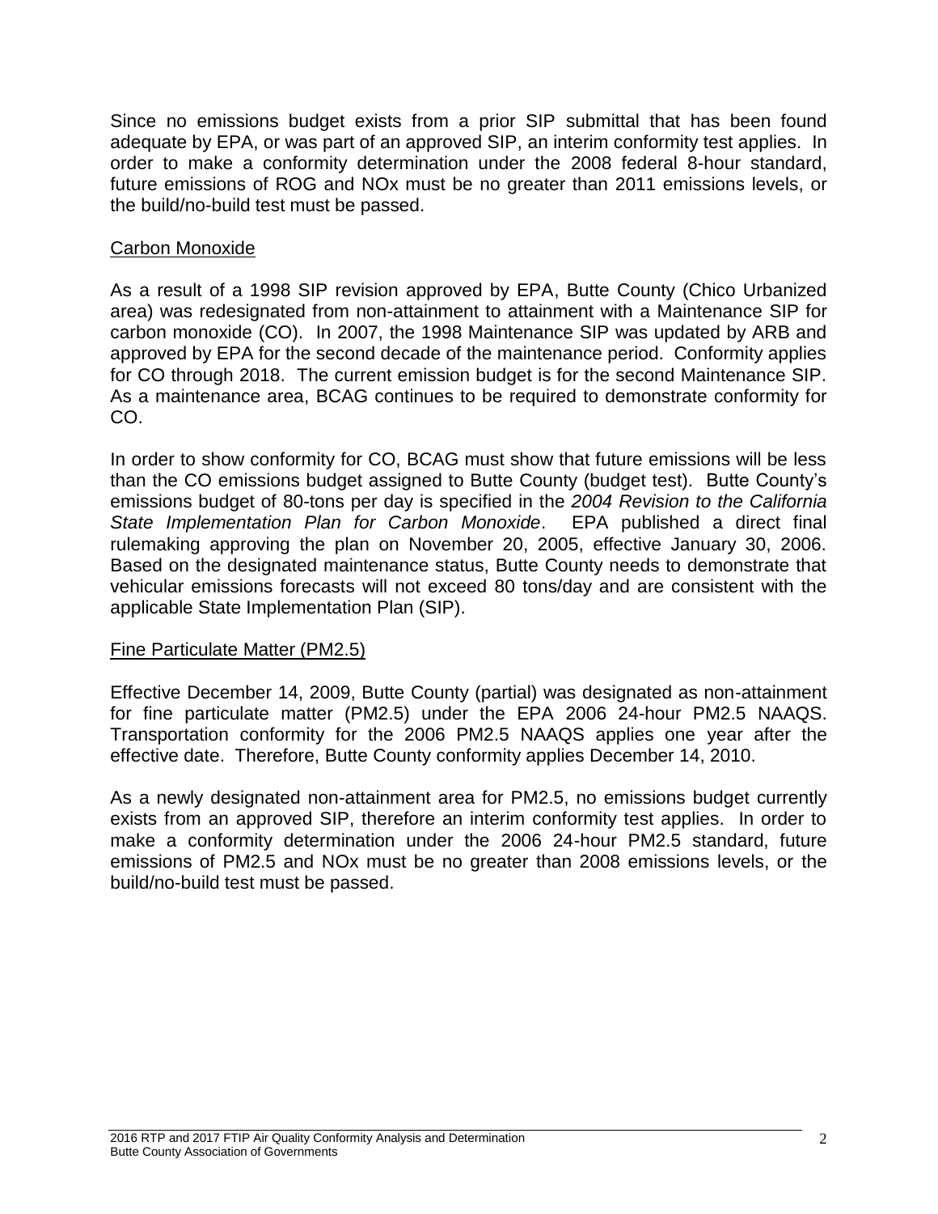Since no emissions budget exists from a prior SIP submittal that has been found adequate by EPA, or was part of an approved SIP, an interim conformity test applies. In order to make a conformity determination under the 2008 federal 8-hour standard, future emissions of ROG and NOx must be no greater than 2011 emissions levels, or the build/no-build test must be passed.

## Carbon Monoxide

As a result of a 1998 SIP revision approved by EPA, Butte County (Chico Urbanized area) was redesignated from non-attainment to attainment with a Maintenance SIP for carbon monoxide (CO). In 2007, the 1998 Maintenance SIP was updated by ARB and approved by EPA for the second decade of the maintenance period. Conformity applies for CO through 2018. The current emission budget is for the second Maintenance SIP. As a maintenance area, BCAG continues to be required to demonstrate conformity for CO.

In order to show conformity for CO, BCAG must show that future emissions will be less than the CO emissions budget assigned to Butte County (budget test). Butte County's emissions budget of 80-tons per day is specified in the *2004 Revision to the California State Implementation Plan for Carbon Monoxide*. EPA published a direct final rulemaking approving the plan on November 20, 2005, effective January 30, 2006. Based on the designated maintenance status, Butte County needs to demonstrate that vehicular emissions forecasts will not exceed 80 tons/day and are consistent with the applicable State Implementation Plan (SIP).

## Fine Particulate Matter (PM2.5)

Effective December 14, 2009, Butte County (partial) was designated as non-attainment for fine particulate matter (PM2.5) under the EPA 2006 24-hour PM2.5 NAAQS. Transportation conformity for the 2006 PM2.5 NAAQS applies one year after the effective date. Therefore, Butte County conformity applies December 14, 2010.

As a newly designated non-attainment area for PM2.5, no emissions budget currently exists from an approved SIP, therefore an interim conformity test applies. In order to make a conformity determination under the 2006 24-hour PM2.5 standard, future emissions of PM2.5 and NOx must be no greater than 2008 emissions levels, or the build/no-build test must be passed.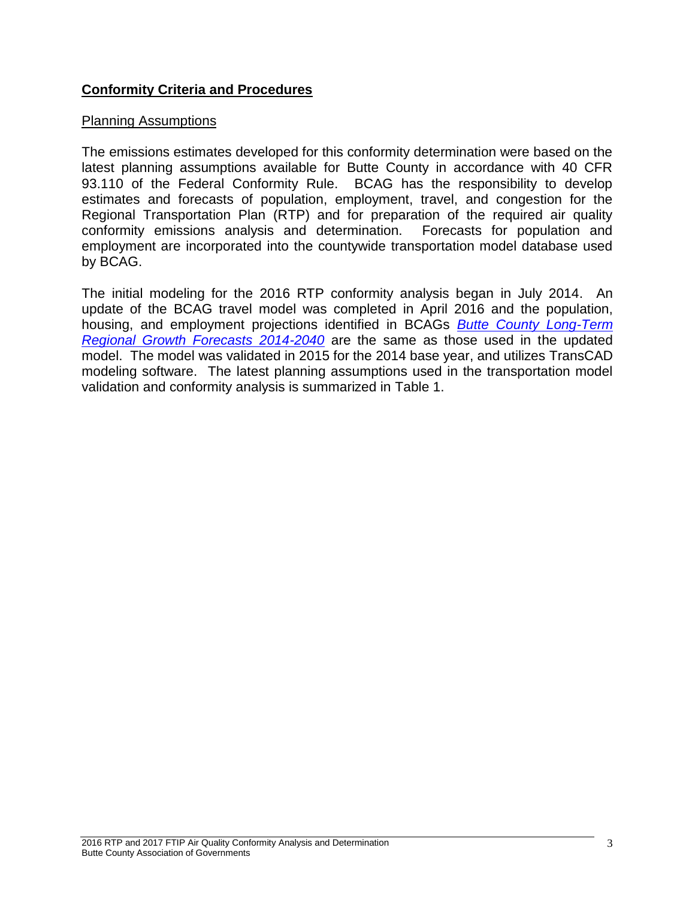## **Conformity Criteria and Procedures**

### Planning Assumptions

The emissions estimates developed for this conformity determination were based on the latest planning assumptions available for Butte County in accordance with 40 CFR 93.110 of the Federal Conformity Rule. BCAG has the responsibility to develop estimates and forecasts of population, employment, travel, and congestion for the Regional Transportation Plan (RTP) and for preparation of the required air quality conformity emissions analysis and determination. Forecasts for population and employment are incorporated into the countywide transportation model database used by BCAG.

The initial modeling for the 2016 RTP conformity analysis began in July 2014. An update of the BCAG travel model was completed in April 2016 and the population, housing, and employment projections identified in BCAGs *Butte County Long-Term Regional Growth Forecasts 2014-2040* are the same as those used in the updated model. The model was validated in 2015 for the 2014 base year, and utilizes TransCAD modeling software. The latest planning assumptions used in the transportation model validation and conformity analysis is summarized in Table 1.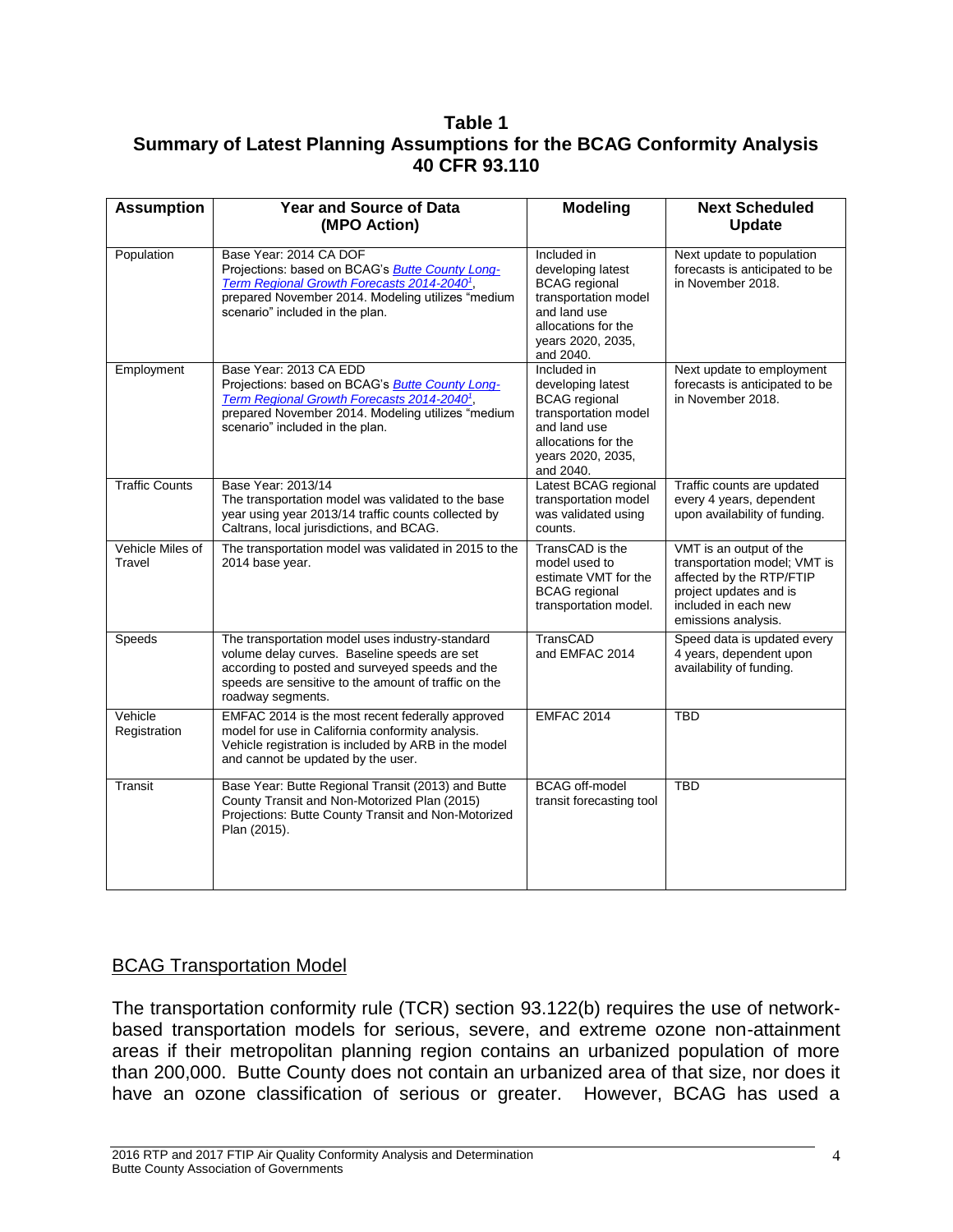**Table 1**
**Summary of Latest Planning Assumptions for the BCAG Conformity Analysis**
**40 CFR 93.110**

| Assumption | Year and Source of Data (MPO Action) | Modeling | Next Scheduled Update |
|---|---|---|---|
| Population | Base Year: 2014 CA DOF<br>Projections: based on BCAG's *Butte County Long-Term Regional Growth Forecasts 2014-2040*[1], prepared November 2014. Modeling utilizes "medium scenario" included in the plan. | Included in developing latest BCAG regional transportation model and land use allocations for the years 2020, 2035, and 2040. | Next update to population forecasts is anticipated to be in November 2018. |
| Employment | Base Year: 2013 CA EDD<br>Projections: based on BCAG's *Butte County Long-Term Regional Growth Forecasts 2014-2040*[1], prepared November 2014. Modeling utilizes "medium scenario" included in the plan. | Included in developing latest BCAG regional transportation model and land use allocations for the years 2020, 2035, and 2040. | Next update to employment forecasts is anticipated to be in November 2018. |
| Traffic Counts | Base Year: 2013/14<br>The transportation model was validated to the base year using year 2013/14 traffic counts collected by Caltrans, local jurisdictions, and BCAG. | Latest BCAG regional transportation model was validated using counts. | Traffic counts are updated every 4 years, dependent upon availability of funding. |
| Vehicle Miles of Travel | The transportation model was validated in 2015 to the 2014 base year. | TransCAD is the model used to estimate VMT for the BCAG regional transportation model. | VMT is an output of the transportation model; VMT is affected by the RTP/FTIP project updates and is included in each new emissions analysis. |
| Speeds | The transportation model uses industry-standard volume delay curves. Baseline speeds are set according to posted and surveyed speeds and the speeds are sensitive to the amount of traffic on the roadway segments. | TransCAD and EMFAC 2014 | Speed data is updated every 4 years, dependent upon availability of funding. |
| Vehicle Registration | EMFAC 2014 is the most recent federally approved model for use in California conformity analysis. Vehicle registration is included by ARB in the model and cannot be updated by the user. | EMFAC 2014 | TBD |
| Transit | Base Year: Butte Regional Transit (2013) and Butte County Transit and Non-Motorized Plan (2015)<br>Projections: Butte County Transit and Non-Motorized Plan (2015). | BCAG off-model transit forecasting tool | TBD |

## BCAG Transportation Model

The transportation conformity rule (TCR) section 93.122(b) requires the use of network-based transportation models for serious, severe, and extreme ozone non-attainment areas if their metropolitan planning region contains an urbanized population of more than 200,000. Butte County does not contain an urbanized area of that size, nor does it have an ozone classification of serious or greater. However, BCAG has used a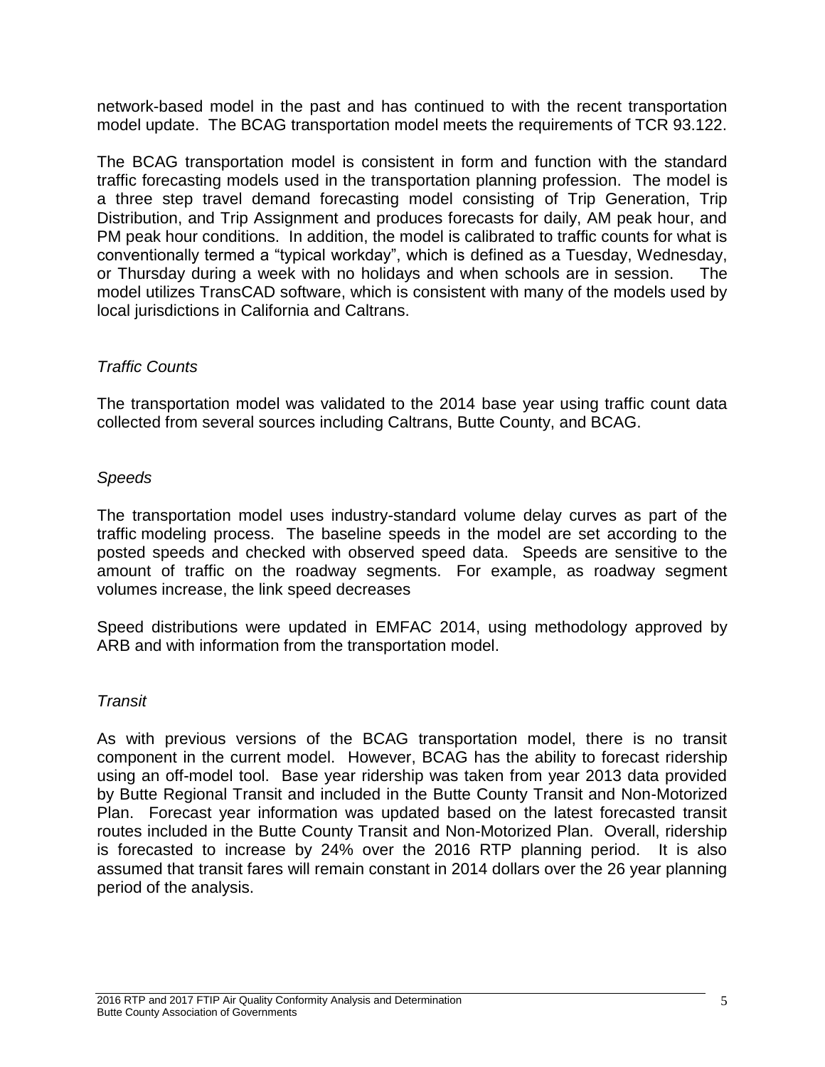network-based model in the past and has continued to with the recent transportation model update. The BCAG transportation model meets the requirements of TCR 93.122.

The BCAG transportation model is consistent in form and function with the standard traffic forecasting models used in the transportation planning profession. The model is a three step travel demand forecasting model consisting of Trip Generation, Trip Distribution, and Trip Assignment and produces forecasts for daily, AM peak hour, and PM peak hour conditions. In addition, the model is calibrated to traffic counts for what is conventionally termed a "typical workday", which is defined as a Tuesday, Wednesday, or Thursday during a week with no holidays and when schools are in session. The model utilizes TransCAD software, which is consistent with many of the models used by local jurisdictions in California and Caltrans.

*Traffic Counts*

The transportation model was validated to the 2014 base year using traffic count data collected from several sources including Caltrans, Butte County, and BCAG.

*Speeds*

The transportation model uses industry-standard volume delay curves as part of the traffic modeling process. The baseline speeds in the model are set according to the posted speeds and checked with observed speed data. Speeds are sensitive to the amount of traffic on the roadway segments. For example, as roadway segment volumes increase, the link speed decreases

Speed distributions were updated in EMFAC 2014, using methodology approved by ARB and with information from the transportation model.

*Transit*

As with previous versions of the BCAG transportation model, there is no transit component in the current model. However, BCAG has the ability to forecast ridership using an off-model tool. Base year ridership was taken from year 2013 data provided by Butte Regional Transit and included in the Butte County Transit and Non-Motorized Plan. Forecast year information was updated based on the latest forecasted transit routes included in the Butte County Transit and Non-Motorized Plan. Overall, ridership is forecasted to increase by 24% over the 2016 RTP planning period. It is also assumed that transit fares will remain constant in 2014 dollars over the 26 year planning period of the analysis.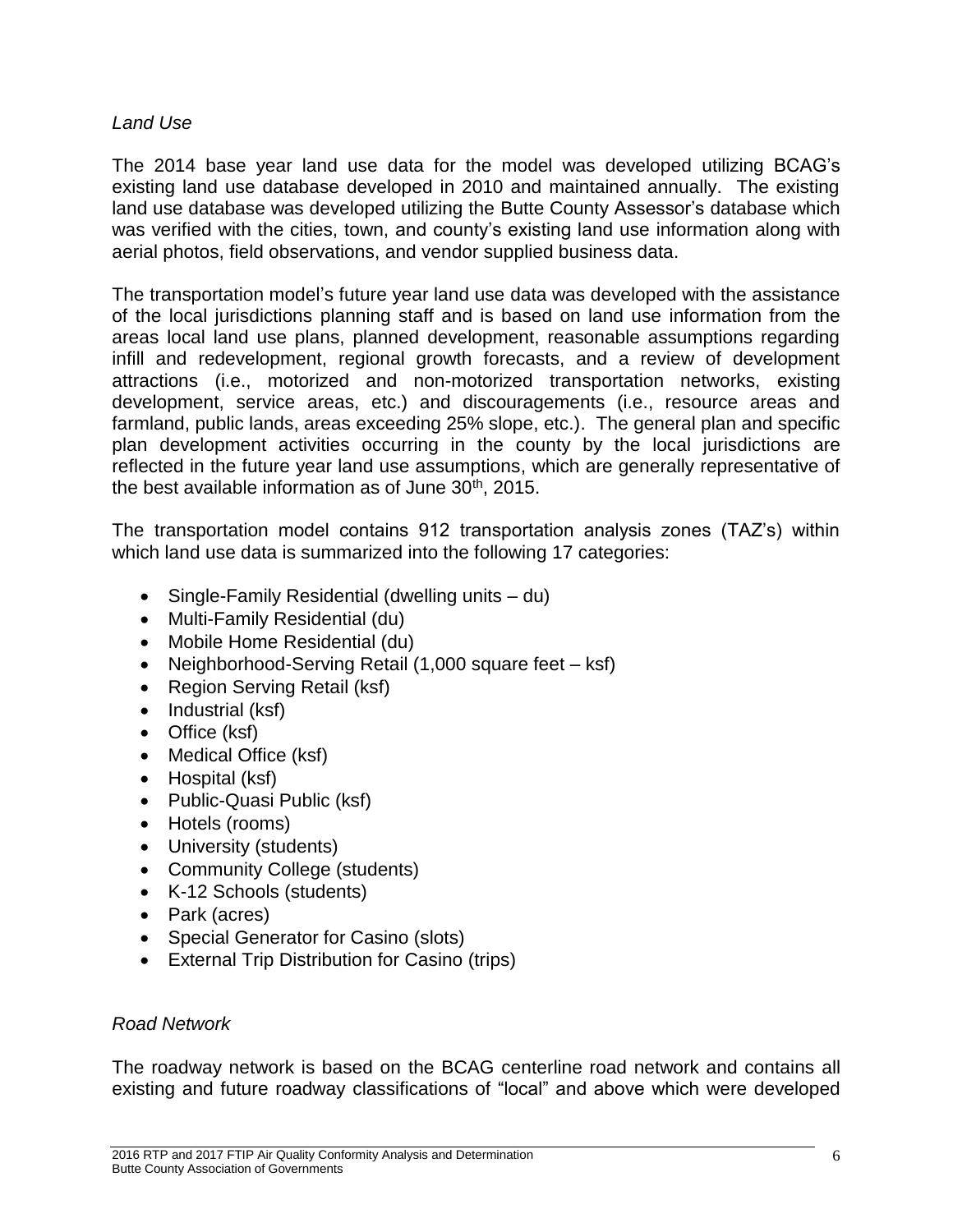*Land Use*

The 2014 base year land use data for the model was developed utilizing BCAG's existing land use database developed in 2010 and maintained annually. The existing land use database was developed utilizing the Butte County Assessor's database which was verified with the cities, town, and county's existing land use information along with aerial photos, field observations, and vendor supplied business data.

The transportation model's future year land use data was developed with the assistance of the local jurisdictions planning staff and is based on land use information from the areas local land use plans, planned development, reasonable assumptions regarding infill and redevelopment, regional growth forecasts, and a review of development attractions (i.e., motorized and non-motorized transportation networks, existing development, service areas, etc.) and discouragements (i.e., resource areas and farmland, public lands, areas exceeding 25% slope, etc.). The general plan and specific plan development activities occurring in the county by the local jurisdictions are reflected in the future year land use assumptions, which are generally representative of the best available information as of June 30th, 2015.

The transportation model contains 912 transportation analysis zones (TAZ's) within which land use data is summarized into the following 17 categories:

- Single-Family Residential (dwelling units – du)
- Multi-Family Residential (du)
- Mobile Home Residential (du)
- Neighborhood-Serving Retail (1,000 square feet – ksf)
- Region Serving Retail (ksf)
- Industrial (ksf)
- Office (ksf)
- Medical Office (ksf)
- Hospital (ksf)
- Public-Quasi Public (ksf)
- Hotels (rooms)
- University (students)
- Community College (students)
- K-12 Schools (students)
- Park (acres)
- Special Generator for Casino (slots)
- External Trip Distribution for Casino (trips)

*Road Network*

The roadway network is based on the BCAG centerline road network and contains all existing and future roadway classifications of "local" and above which were developed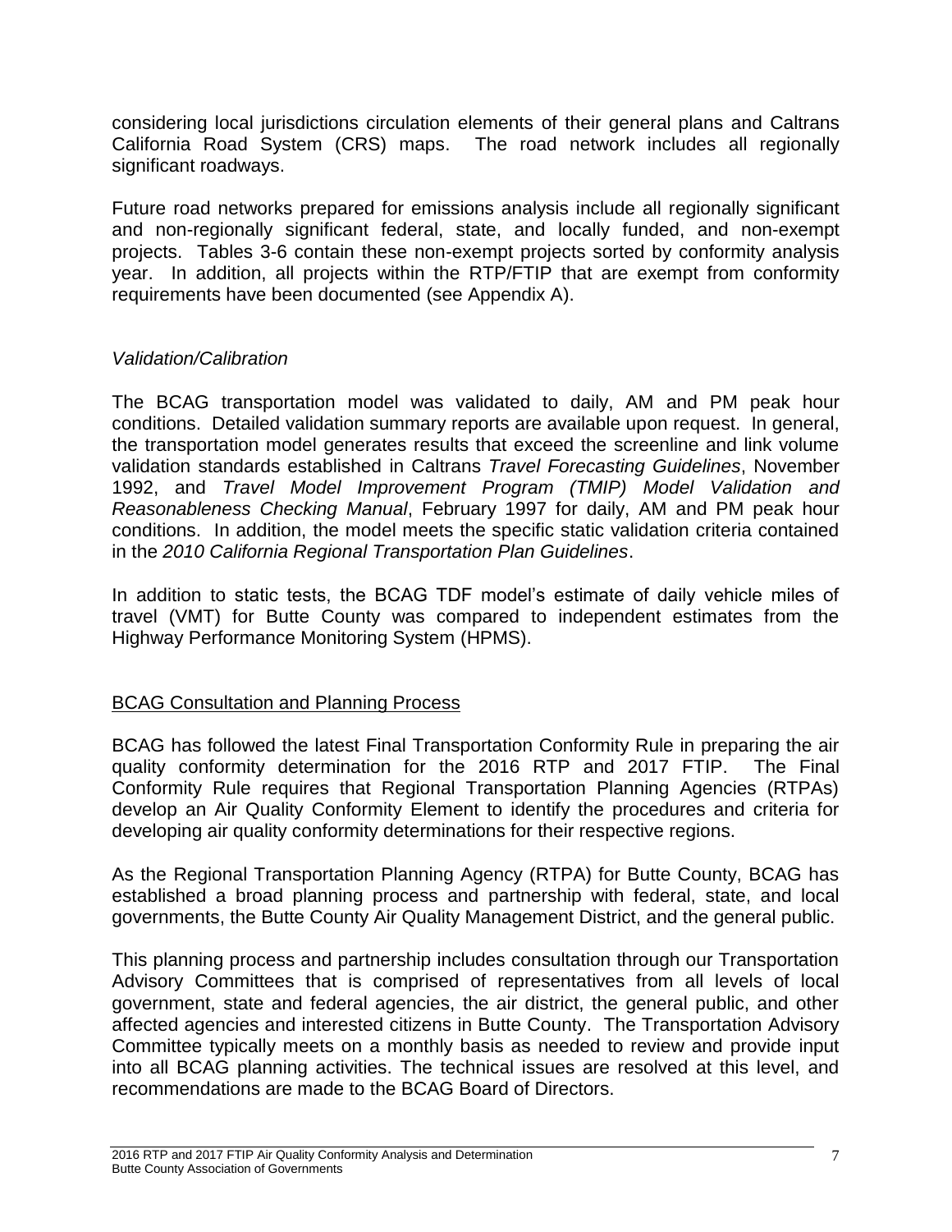considering local jurisdictions circulation elements of their general plans and Caltrans California Road System (CRS) maps. The road network includes all regionally significant roadways.

Future road networks prepared for emissions analysis include all regionally significant and non-regionally significant federal, state, and locally funded, and non-exempt projects. Tables 3-6 contain these non-exempt projects sorted by conformity analysis year. In addition, all projects within the RTP/FTIP that are exempt from conformity requirements have been documented (see Appendix A).

*Validation/Calibration*

The BCAG transportation model was validated to daily, AM and PM peak hour conditions. Detailed validation summary reports are available upon request. In general, the transportation model generates results that exceed the screenline and link volume validation standards established in Caltrans *Travel Forecasting Guidelines*, November 1992, and *Travel Model Improvement Program (TMIP) Model Validation and Reasonableness Checking Manual*, February 1997 for daily, AM and PM peak hour conditions. In addition, the model meets the specific static validation criteria contained in the *2010 California Regional Transportation Plan Guidelines*.

In addition to static tests, the BCAG TDF model's estimate of daily vehicle miles of travel (VMT) for Butte County was compared to independent estimates from the Highway Performance Monitoring System (HPMS).

<u>BCAG Consultation and Planning Process</u>

BCAG has followed the latest Final Transportation Conformity Rule in preparing the air quality conformity determination for the 2016 RTP and 2017 FTIP. The Final Conformity Rule requires that Regional Transportation Planning Agencies (RTPAs) develop an Air Quality Conformity Element to identify the procedures and criteria for developing air quality conformity determinations for their respective regions.

As the Regional Transportation Planning Agency (RTPA) for Butte County, BCAG has established a broad planning process and partnership with federal, state, and local governments, the Butte County Air Quality Management District, and the general public.

This planning process and partnership includes consultation through our Transportation Advisory Committees that is comprised of representatives from all levels of local government, state and federal agencies, the air district, the general public, and other affected agencies and interested citizens in Butte County. The Transportation Advisory Committee typically meets on a monthly basis as needed to review and provide input into all BCAG planning activities. The technical issues are resolved at this level, and recommendations are made to the BCAG Board of Directors.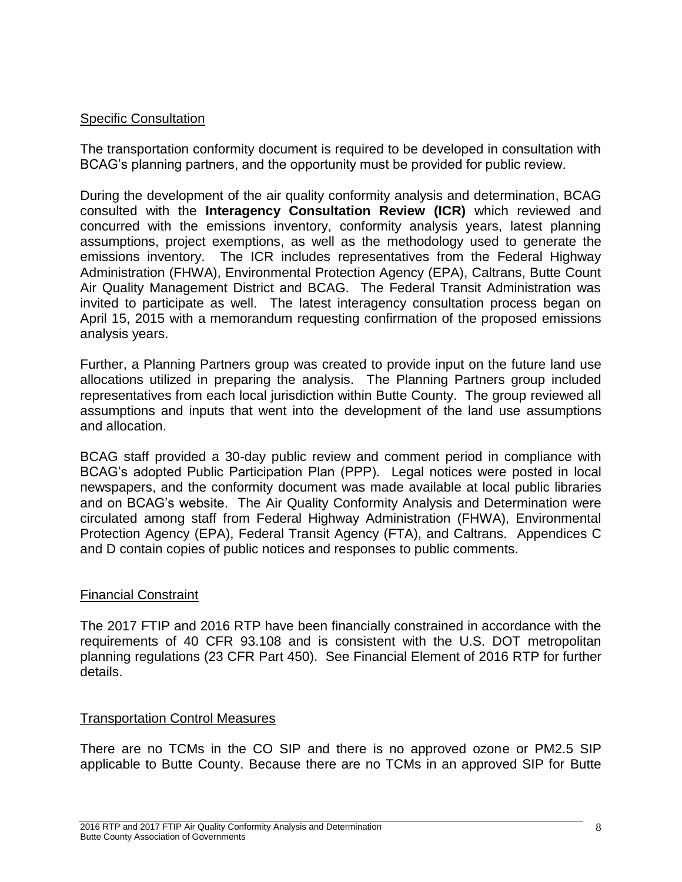Specific Consultation

The transportation conformity document is required to be developed in consultation with BCAG's planning partners, and the opportunity must be provided for public review.

During the development of the air quality conformity analysis and determination, BCAG consulted with the **Interagency Consultation Review (ICR)** which reviewed and concurred with the emissions inventory, conformity analysis years, latest planning assumptions, project exemptions, as well as the methodology used to generate the emissions inventory. The ICR includes representatives from the Federal Highway Administration (FHWA), Environmental Protection Agency (EPA), Caltrans, Butte Count Air Quality Management District and BCAG. The Federal Transit Administration was invited to participate as well. The latest interagency consultation process began on April 15, 2015 with a memorandum requesting confirmation of the proposed emissions analysis years.

Further, a Planning Partners group was created to provide input on the future land use allocations utilized in preparing the analysis. The Planning Partners group included representatives from each local jurisdiction within Butte County. The group reviewed all assumptions and inputs that went into the development of the land use assumptions and allocation.

BCAG staff provided a 30-day public review and comment period in compliance with BCAG's adopted Public Participation Plan (PPP). Legal notices were posted in local newspapers, and the conformity document was made available at local public libraries and on BCAG's website. The Air Quality Conformity Analysis and Determination were circulated among staff from Federal Highway Administration (FHWA), Environmental Protection Agency (EPA), Federal Transit Agency (FTA), and Caltrans. Appendices C and D contain copies of public notices and responses to public comments.

Financial Constraint

The 2017 FTIP and 2016 RTP have been financially constrained in accordance with the requirements of 40 CFR 93.108 and is consistent with the U.S. DOT metropolitan planning regulations (23 CFR Part 450). See Financial Element of 2016 RTP for further details.

Transportation Control Measures

There are no TCMs in the CO SIP and there is no approved ozone or PM2.5 SIP applicable to Butte County. Because there are no TCMs in an approved SIP for Butte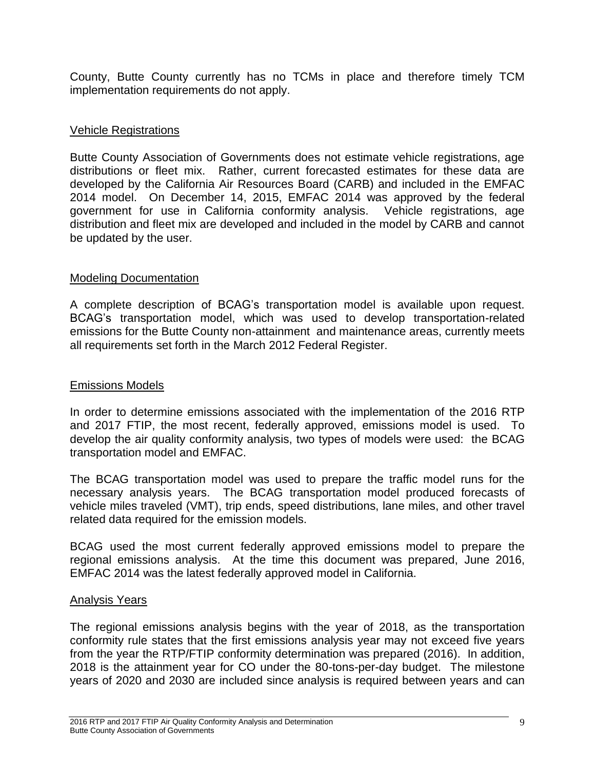County, Butte County currently has no TCMs in place and therefore timely TCM implementation requirements do not apply.

### Vehicle Registrations

Butte County Association of Governments does not estimate vehicle registrations, age distributions or fleet mix. Rather, current forecasted estimates for these data are developed by the California Air Resources Board (CARB) and included in the EMFAC 2014 model. On December 14, 2015, EMFAC 2014 was approved by the federal government for use in California conformity analysis. Vehicle registrations, age distribution and fleet mix are developed and included in the model by CARB and cannot be updated by the user.

### Modeling Documentation

A complete description of BCAG's transportation model is available upon request. BCAG's transportation model, which was used to develop transportation-related emissions for the Butte County non-attainment and maintenance areas, currently meets all requirements set forth in the March 2012 Federal Register.

### Emissions Models

In order to determine emissions associated with the implementation of the 2016 RTP and 2017 FTIP, the most recent, federally approved, emissions model is used. To develop the air quality conformity analysis, two types of models were used: the BCAG transportation model and EMFAC.

The BCAG transportation model was used to prepare the traffic model runs for the necessary analysis years. The BCAG transportation model produced forecasts of vehicle miles traveled (VMT), trip ends, speed distributions, lane miles, and other travel related data required for the emission models.

BCAG used the most current federally approved emissions model to prepare the regional emissions analysis. At the time this document was prepared, June 2016, EMFAC 2014 was the latest federally approved model in California.

### Analysis Years

The regional emissions analysis begins with the year of 2018, as the transportation conformity rule states that the first emissions analysis year may not exceed five years from the year the RTP/FTIP conformity determination was prepared (2016). In addition, 2018 is the attainment year for CO under the 80-tons-per-day budget. The milestone years of 2020 and 2030 are included since analysis is required between years and can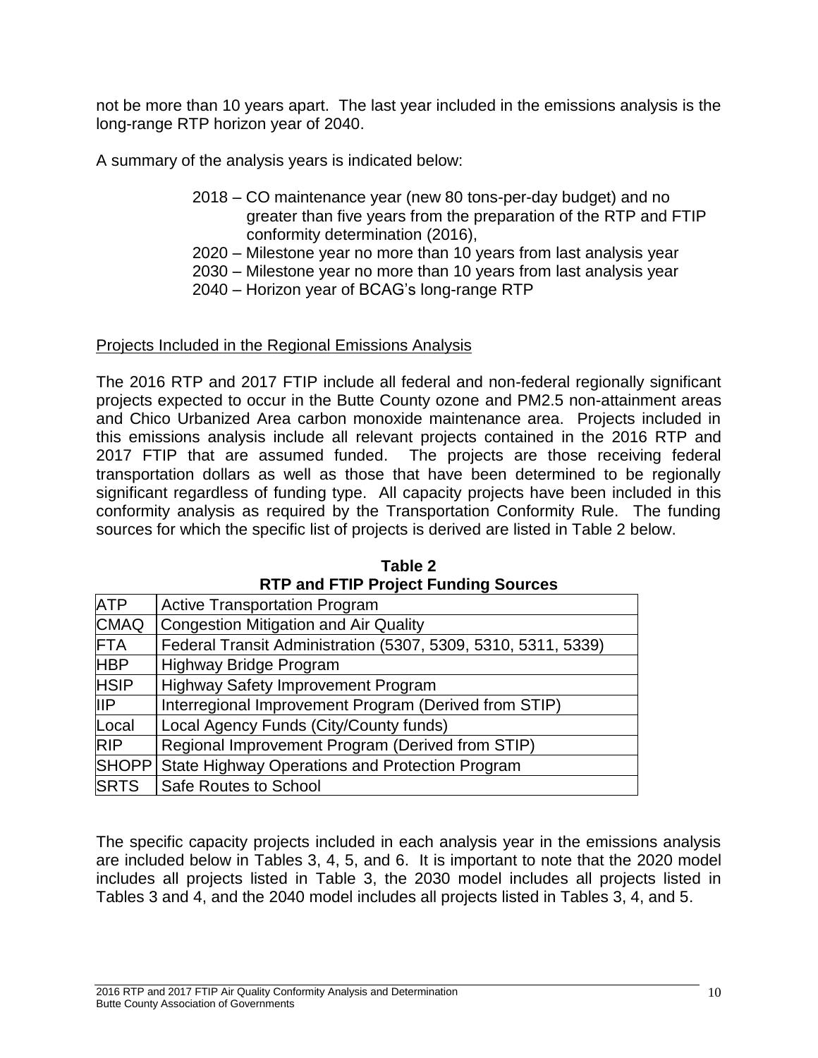not be more than 10 years apart. The last year included in the emissions analysis is the long-range RTP horizon year of 2040.

A summary of the analysis years is indicated below:

- 2018 – CO maintenance year (new 80 tons-per-day budget) and no greater than five years from the preparation of the RTP and FTIP conformity determination (2016),
- 2020 – Milestone year no more than 10 years from last analysis year
- 2030 – Milestone year no more than 10 years from last analysis year
- 2040 – Horizon year of BCAG's long-range RTP

Projects Included in the Regional Emissions Analysis

The 2016 RTP and 2017 FTIP include all federal and non-federal regionally significant projects expected to occur in the Butte County ozone and PM2.5 non-attainment areas and Chico Urbanized Area carbon monoxide maintenance area. Projects included in this emissions analysis include all relevant projects contained in the 2016 RTP and 2017 FTIP that are assumed funded. The projects are those receiving federal transportation dollars as well as those that have been determined to be regionally significant regardless of funding type. All capacity projects have been included in this conformity analysis as required by the Transportation Conformity Rule. The funding sources for which the specific list of projects is derived are listed in Table 2 below.

**Table 2**
**RTP and FTIP Project Funding Sources**

| | |
|---|---|
| ATP | Active Transportation Program |
| CMAQ | Congestion Mitigation and Air Quality |
| FTA | Federal Transit Administration (5307, 5309, 5310, 5311, 5339) |
| HBP | Highway Bridge Program |
| HSIP | Highway Safety Improvement Program |
| IIP | Interregional Improvement Program (Derived from STIP) |
| Local | Local Agency Funds (City/County funds) |
| RIP | Regional Improvement Program (Derived from STIP) |
| SHOPP | State Highway Operations and Protection Program |
| SRTS | Safe Routes to School |

The specific capacity projects included in each analysis year in the emissions analysis are included below in Tables 3, 4, 5, and 6. It is important to note that the 2020 model includes all projects listed in Table 3, the 2030 model includes all projects listed in Tables 3 and 4, and the 2040 model includes all projects listed in Tables 3, 4, and 5.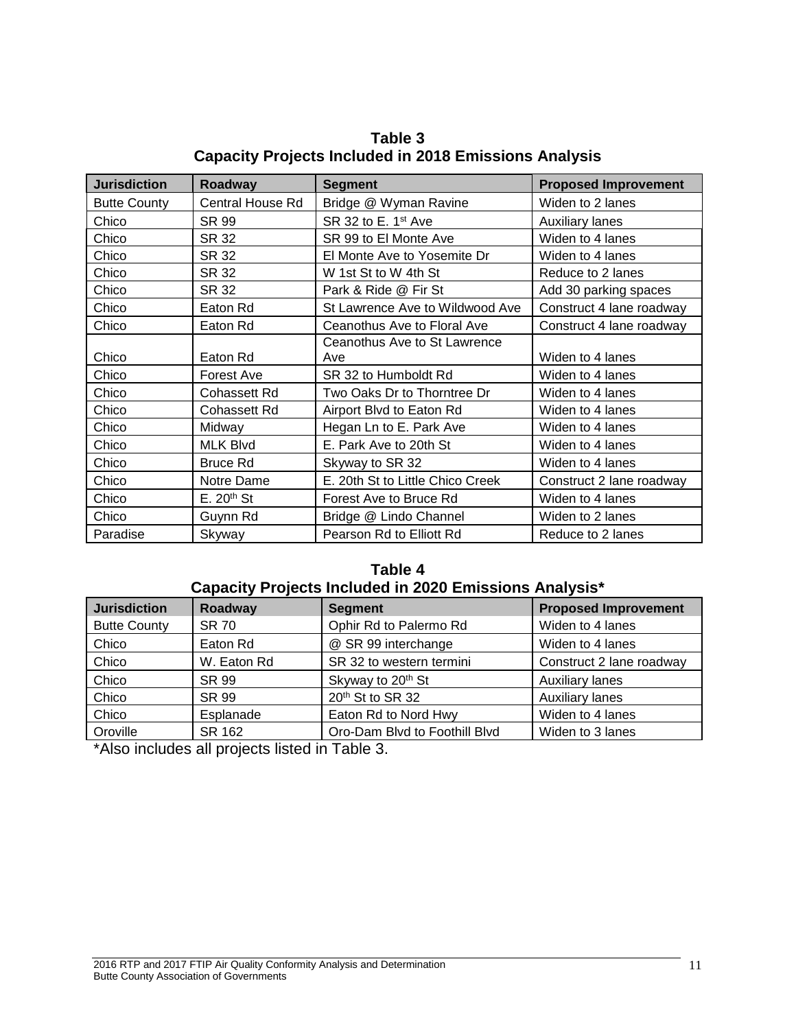**Table 3**
**Capacity Projects Included in 2018 Emissions Analysis**

| Jurisdiction | Roadway | Segment | Proposed Improvement |
|---|---|---|---|
| Butte County | Central House Rd | Bridge @ Wyman Ravine | Widen to 2 lanes |
| Chico | SR 99 | SR 32 to E. 1st Ave | Auxiliary lanes |
| Chico | SR 32 | SR 99 to El Monte Ave | Widen to 4 lanes |
| Chico | SR 32 | El Monte Ave to Yosemite Dr | Widen to 4 lanes |
| Chico | SR 32 | W 1st St to W 4th St | Reduce to 2 lanes |
| Chico | SR 32 | Park & Ride @ Fir St | Add 30 parking spaces |
| Chico | Eaton Rd | St Lawrence Ave to Wildwood Ave | Construct 4 lane roadway |
| Chico | Eaton Rd | Ceanothus Ave to Floral Ave | Construct 4 lane roadway |
| Chico | Eaton Rd | Ceanothus Ave to St Lawrence Ave | Widen to 4 lanes |
| Chico | Forest Ave | SR 32 to Humboldt Rd | Widen to 4 lanes |
| Chico | Cohassett Rd | Two Oaks Dr to Thorntree Dr | Widen to 4 lanes |
| Chico | Cohassett Rd | Airport Blvd to Eaton Rd | Widen to 4 lanes |
| Chico | Midway | Hegan Ln to E. Park Ave | Widen to 4 lanes |
| Chico | MLK Blvd | E. Park Ave to 20th St | Widen to 4 lanes |
| Chico | Bruce Rd | Skyway to SR 32 | Widen to 4 lanes |
| Chico | Notre Dame | E. 20th St to Little Chico Creek | Construct 2 lane roadway |
| Chico | E. 20th St | Forest Ave to Bruce Rd | Widen to 4 lanes |
| Chico | Guynn Rd | Bridge @ Lindo Channel | Widen to 2 lanes |
| Paradise | Skyway | Pearson Rd to Elliott Rd | Reduce to 2 lanes |

**Table 4**
**Capacity Projects Included in 2020 Emissions Analysis***

| Jurisdiction | Roadway | Segment | Proposed Improvement |
|---|---|---|---|
| Butte County | SR 70 | Ophir Rd to Palermo Rd | Widen to 4 lanes |
| Chico | Eaton Rd | @ SR 99 interchange | Widen to 4 lanes |
| Chico | W. Eaton Rd | SR 32 to western termini | Construct 2 lane roadway |
| Chico | SR 99 | Skyway to 20th St | Auxiliary lanes |
| Chico | SR 99 | 20th St to SR 32 | Auxiliary lanes |
| Chico | Esplanade | Eaton Rd to Nord Hwy | Widen to 4 lanes |
| Oroville | SR 162 | Oro-Dam Blvd to Foothill Blvd | Widen to 3 lanes |

*Also includes all projects listed in Table 3.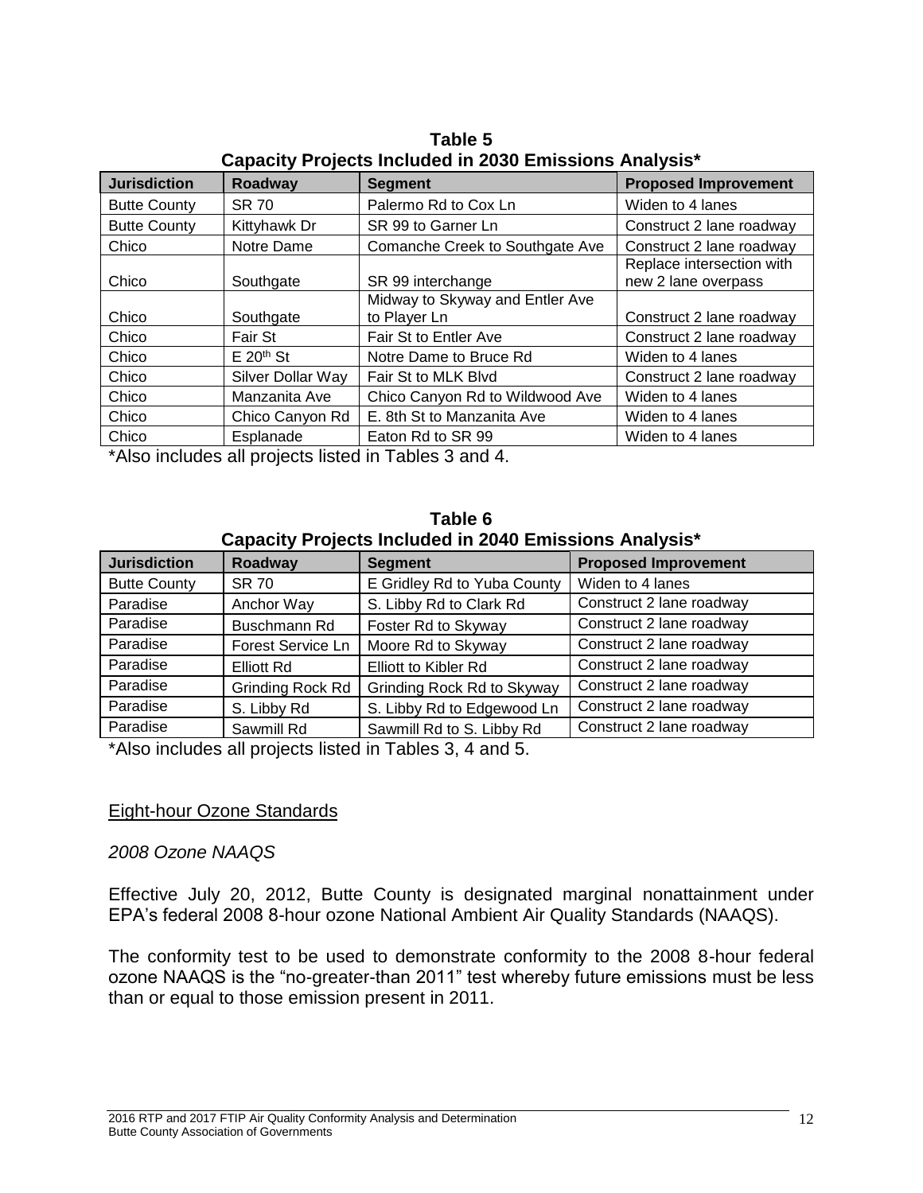**Table 5**
**Capacity Projects Included in 2030 Emissions Analysis***

| Jurisdiction | Roadway | Segment | Proposed Improvement |
|---|---|---|---|
| Butte County | SR 70 | Palermo Rd to Cox Ln | Widen to 4 lanes |
| Butte County | Kittyhawk Dr | SR 99 to Garner Ln | Construct 2 lane roadway |
| Chico | Notre Dame | Comanche Creek to Southgate Ave | Construct 2 lane roadway |
| Chico | Southgate | SR 99 interchange | Replace intersection with new 2 lane overpass |
| Chico | Southgate | Midway to Skyway and Entler Ave to Player Ln | Construct 2 lane roadway |
| Chico | Fair St | Fair St to Entler Ave | Construct 2 lane roadway |
| Chico | E 20th St | Notre Dame to Bruce Rd | Widen to 4 lanes |
| Chico | Silver Dollar Way | Fair St to MLK Blvd | Construct 2 lane roadway |
| Chico | Manzanita Ave | Chico Canyon Rd to Wildwood Ave | Widen to 4 lanes |
| Chico | Chico Canyon Rd | E. 8th St to Manzanita Ave | Widen to 4 lanes |
| Chico | Esplanade | Eaton Rd to SR 99 | Widen to 4 lanes |

*Also includes all projects listed in Tables 3 and 4.

**Table 6**
**Capacity Projects Included in 2040 Emissions Analysis***

| Jurisdiction | Roadway | Segment | Proposed Improvement |
|---|---|---|---|
| Butte County | SR 70 | E Gridley Rd to Yuba County | Widen to 4 lanes |
| Paradise | Anchor Way | S. Libby Rd to Clark Rd | Construct 2 lane roadway |
| Paradise | Buschmann Rd | Foster Rd to Skyway | Construct 2 lane roadway |
| Paradise | Forest Service Ln | Moore Rd to Skyway | Construct 2 lane roadway |
| Paradise | Elliott Rd | Elliott to Kibler Rd | Construct 2 lane roadway |
| Paradise | Grinding Rock Rd | Grinding Rock Rd to Skyway | Construct 2 lane roadway |
| Paradise | S. Libby Rd | S. Libby Rd to Edgewood Ln | Construct 2 lane roadway |
| Paradise | Sawmill Rd | Sawmill Rd to S. Libby Rd | Construct 2 lane roadway |

*Also includes all projects listed in Tables 3, 4 and 5.

## Eight-hour Ozone Standards

*2008 Ozone NAAQS*

Effective July 20, 2012, Butte County is designated marginal nonattainment under EPA's federal 2008 8-hour ozone National Ambient Air Quality Standards (NAAQS).

The conformity test to be used to demonstrate conformity to the 2008 8-hour federal ozone NAAQS is the "no-greater-than 2011" test whereby future emissions must be less than or equal to those emission present in 2011.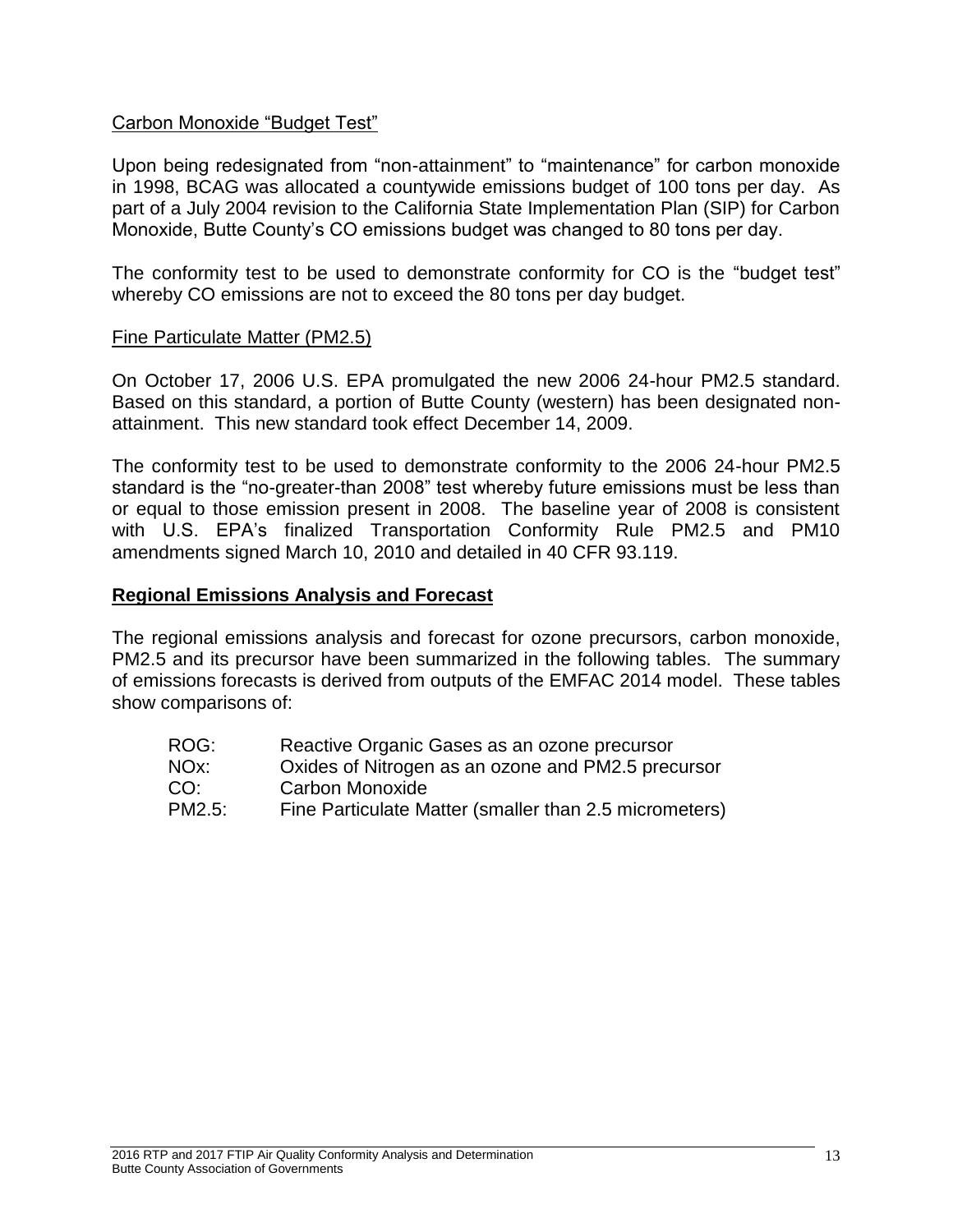Carbon Monoxide "Budget Test"

Upon being redesignated from "non-attainment" to "maintenance" for carbon monoxide in 1998, BCAG was allocated a countywide emissions budget of 100 tons per day. As part of a July 2004 revision to the California State Implementation Plan (SIP) for Carbon Monoxide, Butte County's CO emissions budget was changed to 80 tons per day.

The conformity test to be used to demonstrate conformity for CO is the "budget test" whereby CO emissions are not to exceed the 80 tons per day budget.

Fine Particulate Matter (PM2.5)

On October 17, 2006 U.S. EPA promulgated the new 2006 24-hour PM2.5 standard. Based on this standard, a portion of Butte County (western) has been designated non-attainment. This new standard took effect December 14, 2009.

The conformity test to be used to demonstrate conformity to the 2006 24-hour PM2.5 standard is the "no-greater-than 2008" test whereby future emissions must be less than or equal to those emission present in 2008. The baseline year of 2008 is consistent with U.S. EPA's finalized Transportation Conformity Rule PM2.5 and PM10 amendments signed March 10, 2010 and detailed in 40 CFR 93.119.

## Regional Emissions Analysis and Forecast

The regional emissions analysis and forecast for ozone precursors, carbon monoxide, PM2.5 and its precursor have been summarized in the following tables. The summary of emissions forecasts is derived from outputs of the EMFAC 2014 model. These tables show comparisons of:

- ROG: Reactive Organic Gases as an ozone precursor
- NOx: Oxides of Nitrogen as an ozone and PM2.5 precursor
- CO: Carbon Monoxide
- PM2.5: Fine Particulate Matter (smaller than 2.5 micrometers)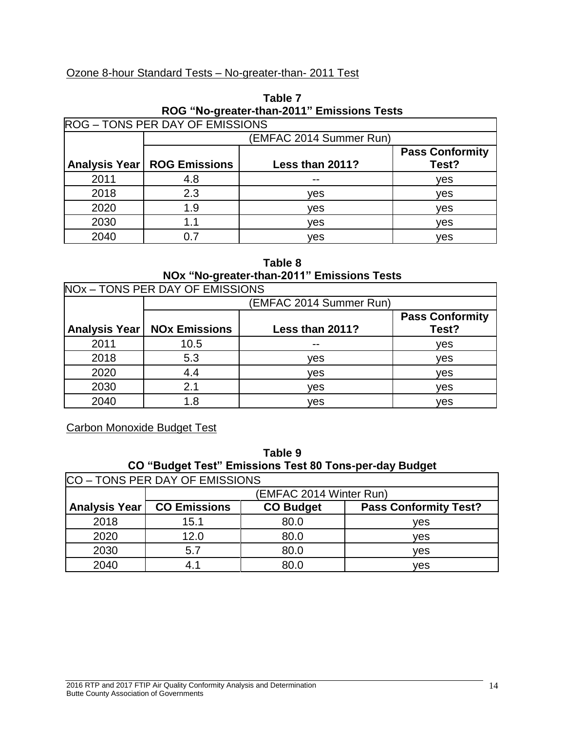Ozone 8-hour Standard Tests – No-greater-than- 2011 Test

**Table 7**
**ROG "No-greater-than-2011" Emissions Tests**

| ROG – TONS PER DAY OF EMISSIONS | | | |
|---|---|---|---|
| | (EMFAC 2014 Summer Run) | | |
| **Analysis Year** | **ROG Emissions** | **Less than 2011?** | **Pass Conformity Test?** |
| 2011 | 4.8 | -- | yes |
| 2018 | 2.3 | yes | yes |
| 2020 | 1.9 | yes | yes |
| 2030 | 1.1 | yes | yes |
| 2040 | 0.7 | yes | yes |

**Table 8**
**NOx "No-greater-than-2011" Emissions Tests**

| NOx – TONS PER DAY OF EMISSIONS | | | |
|---|---|---|---|
| | (EMFAC 2014 Summer Run) | | |
| **Analysis Year** | **NOx Emissions** | **Less than 2011?** | **Pass Conformity Test?** |
| 2011 | 10.5 | -- | yes |
| 2018 | 5.3 | yes | yes |
| 2020 | 4.4 | yes | yes |
| 2030 | 2.1 | yes | yes |
| 2040 | 1.8 | yes | yes |

Carbon Monoxide Budget Test

**Table 9**
**CO "Budget Test" Emissions Test 80 Tons-per-day Budget**

| CO – TONS PER DAY OF EMISSIONS | | | |
|---|---|---|---|
| | (EMFAC 2014 Winter Run) | | |
| **Analysis Year** | **CO Emissions** | **CO Budget** | **Pass Conformity Test?** |
| 2018 | 15.1 | 80.0 | yes |
| 2020 | 12.0 | 80.0 | yes |
| 2030 | 5.7 | 80.0 | yes |
| 2040 | 4.1 | 80.0 | yes |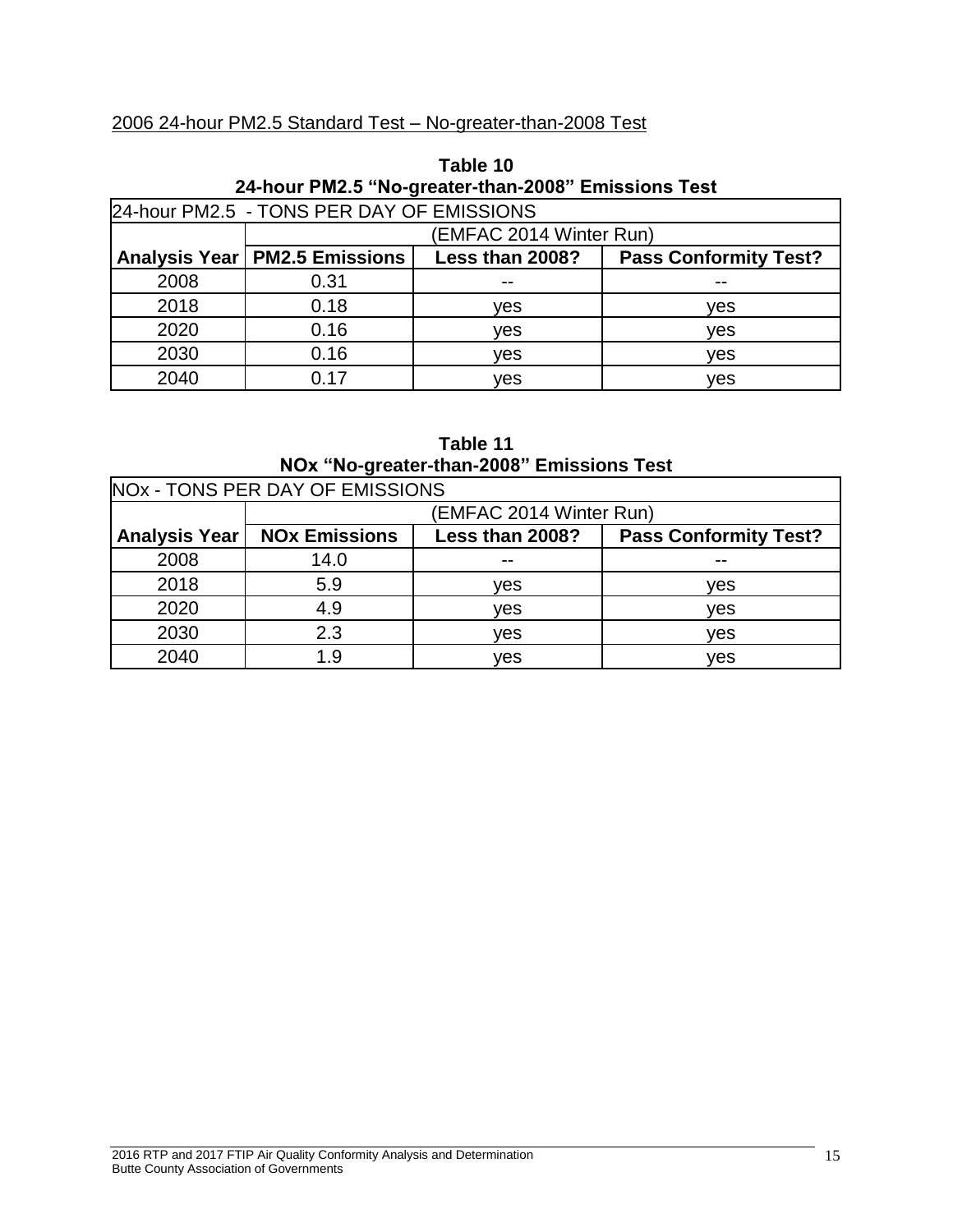2006 24-hour PM2.5 Standard Test – No-greater-than-2008 Test

**Table 10**
**24-hour PM2.5 "No-greater-than-2008" Emissions Test**

| 24-hour PM2.5 - TONS PER DAY OF EMISSIONS | | | |
|---|---|---|---|
| | (EMFAC 2014 Winter Run) | | |
| **Analysis Year** | **PM2.5 Emissions** | **Less than 2008?** | **Pass Conformity Test?** |
| 2008 | 0.31 | -- | -- |
| 2018 | 0.18 | yes | yes |
| 2020 | 0.16 | yes | yes |
| 2030 | 0.16 | yes | yes |
| 2040 | 0.17 | yes | yes |

**Table 11**
**NOx "No-greater-than-2008" Emissions Test**

| NOx - TONS PER DAY OF EMISSIONS | | | |
|---|---|---|---|
| | (EMFAC 2014 Winter Run) | | |
| **Analysis Year** | **NOx Emissions** | **Less than 2008?** | **Pass Conformity Test?** |
| 2008 | 14.0 | -- | -- |
| 2018 | 5.9 | yes | yes |
| 2020 | 4.9 | yes | yes |
| 2030 | 2.3 | yes | yes |
| 2040 | 1.9 | yes | yes |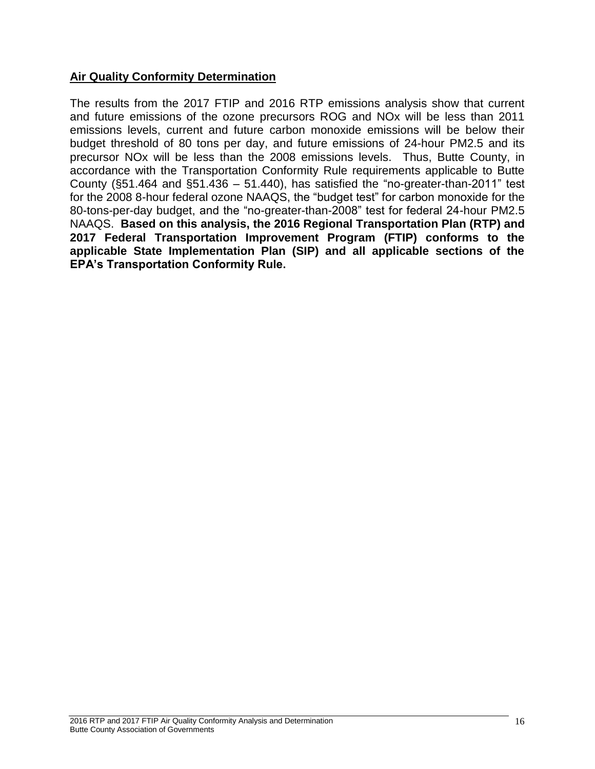## **Air Quality Conformity Determination**

The results from the 2017 FTIP and 2016 RTP emissions analysis show that current and future emissions of the ozone precursors ROG and NOx will be less than 2011 emissions levels, current and future carbon monoxide emissions will be below their budget threshold of 80 tons per day, and future emissions of 24-hour PM2.5 and its precursor NOx will be less than the 2008 emissions levels. Thus, Butte County, in accordance with the Transportation Conformity Rule requirements applicable to Butte County (§51.464 and §51.436 – 51.440), has satisfied the "no-greater-than-2011" test for the 2008 8-hour federal ozone NAAQS, the "budget test" for carbon monoxide for the 80-tons-per-day budget, and the "no-greater-than-2008" test for federal 24-hour PM2.5 NAAQS. **Based on this analysis, the 2016 Regional Transportation Plan (RTP) and 2017 Federal Transportation Improvement Program (FTIP) conforms to the applicable State Implementation Plan (SIP) and all applicable sections of the EPA's Transportation Conformity Rule.**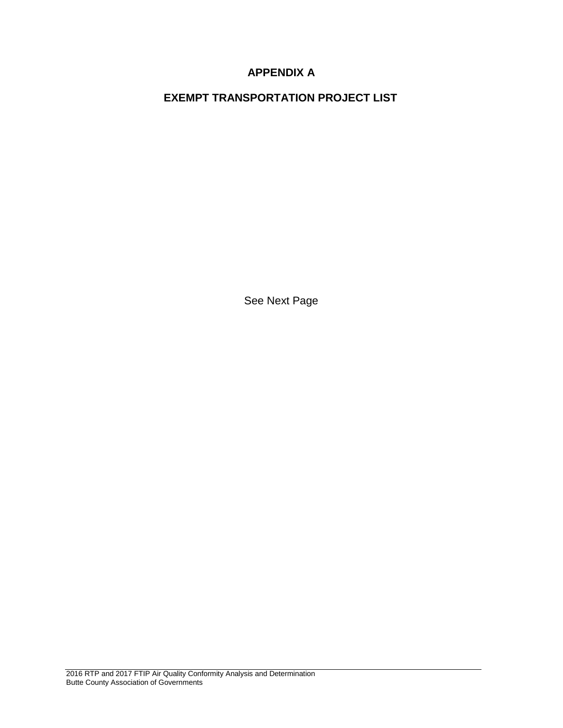# APPENDIX A

# EXEMPT TRANSPORTATION PROJECT LIST

See Next Page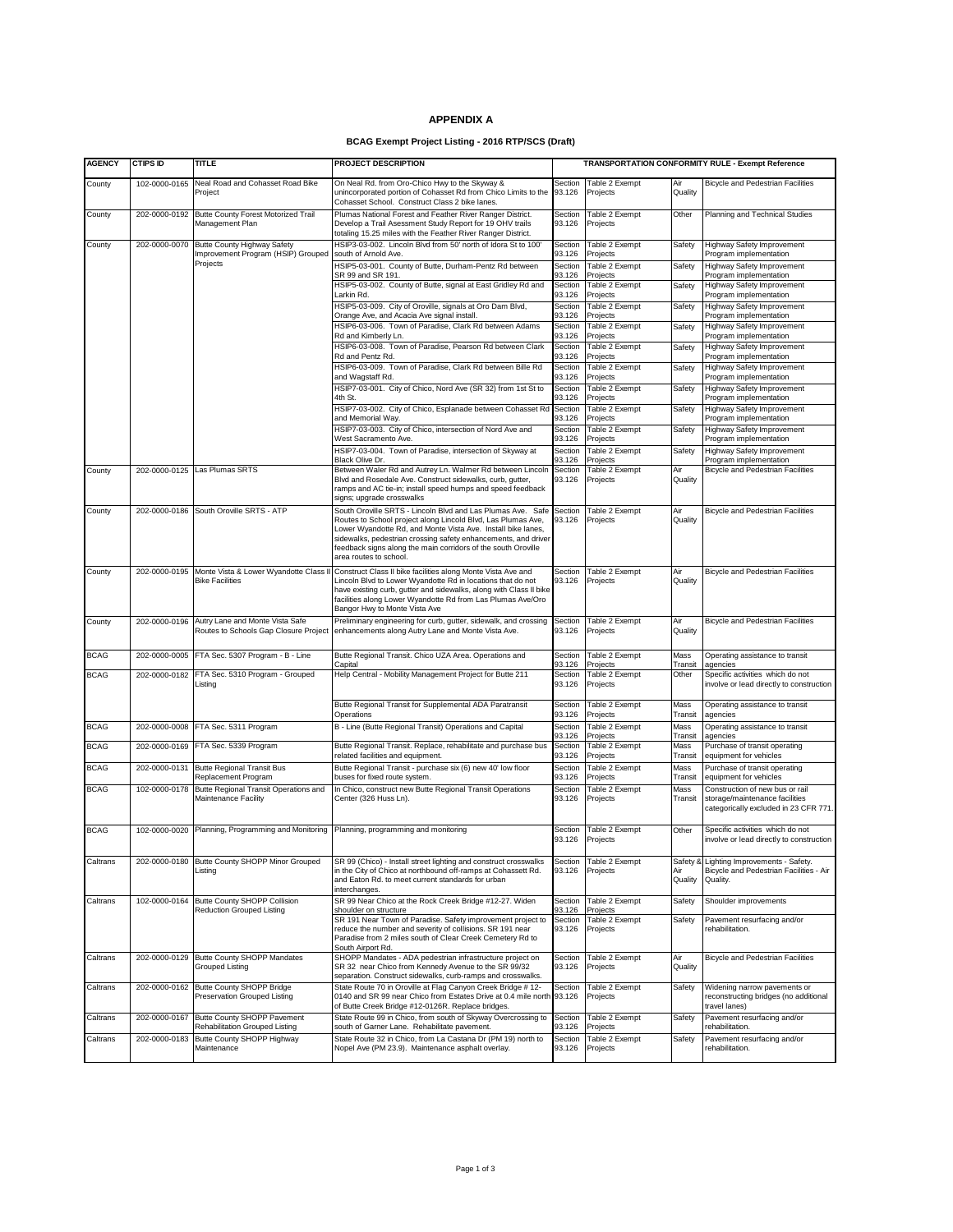# APPENDIX A

## BCAG Exempt Project Listing - 2016 RTP/SCS (Draft)

| AGENCY | CTIPS ID | TITLE | PROJECT DESCRIPTION | TRANSPORTATION CONFORMITY RULE - Exempt Reference | | | |
|---|---|---|---|---|---|---|---|
| County | 102-0000-0165 | Neal Road and Cohasset Road Bike Project | On Neal Rd. from Oro-Chico Hwy to the Skyway & unincorporated portion of Cohasset Rd from Chico Limits to the Cohasset School. Construct Class 2 bike lanes. | Section 93.126 | Table 2 Exempt Projects | Air Quality | Bicycle and Pedestrian Facilities |
| County | 202-0000-0192 | Butte County Forest Motorized Trail Management Plan | Plumas National Forest and Feather River Ranger District. Develop a Trail Asessment Study Report for 19 OHV trails totaling 15.25 miles with the Feather River Ranger District. | Section 93.126 | Table 2 Exempt Projects | Other | Planning and Technical Studies |
| County | 202-0000-0070 | Butte County Highway Safety Improvement Program (HSIP) Grouped Projects | HSIP3-03-002. Lincoln Blvd from 50' north of Idora St to 100' south of Arnold Ave. | Section 93.126 | Table 2 Exempt Projects | Safety | Highway Safety Improvement Program implementation |
| | | | HSIP5-03-001. County of Butte, Durham-Pentz Rd between SR 99 and SR 191. | Section 93.126 | Table 2 Exempt Projects | Safety | Highway Safety Improvement Program implementation |
| | | | HSIP5-03-002. County of Butte, signal at East Gridley Rd and Larkin Rd. | Section 93.126 | Table 2 Exempt Projects | Safety | Highway Safety Improvement Program implementation |
| | | | HSIP5-03-009. City of Oroville, signals at Oro Dam Blvd, Orange Ave, and Acacia Ave signal install. | Section 93.126 | Table 2 Exempt Projects | Safety | Highway Safety Improvement Program implementation |
| | | | HSIP6-03-006. Town of Paradise, Clark Rd between Adams Rd and Kimberly Ln. | Section 93.126 | Table 2 Exempt Projects | Safety | Highway Safety Improvement Program implementation |
| | | | HSIP6-03-008. Town of Paradise, Pearson Rd between Clark Rd and Pentz Rd. | Section 93.126 | Table 2 Exempt Projects | Safety | Highway Safety Improvement Program implementation |
| | | | HSIP6-03-009. Town of Paradise, Clark Rd between Bille Rd and Wagstaff Rd. | Section 93.126 | Table 2 Exempt Projects | Safety | Highway Safety Improvement Program implementation |
| | | | HSIP7-03-001. City of Chico, Nord Ave (SR 32) from 1st St to 4th St. | Section 93.126 | Table 2 Exempt Projects | Safety | Highway Safety Improvement Program implementation |
| | | | HSIP7-03-002. City of Chico, Esplanade between Cohasset Rd and Memorial Way. | Section 93.126 | Table 2 Exempt Projects | Safety | Highway Safety Improvement Program implementation |
| | | | HSIP7-03-003. City of Chico, intersection of Nord Ave and West Sacramento Ave. | Section 93.126 | Table 2 Exempt Projects | Safety | Highway Safety Improvement Program implementation |
| | | | HSIP7-03-004. Town of Paradise, intersection of Skyway at Black Olive Dr. | Section 93.126 | Table 2 Exempt Projects | Safety | Highway Safety Improvement Program implementation |
| County | 202-0000-0125 | Las Plumas SRTS | Between Waler Rd and Autrey Ln. Walmer Rd between Lincoln Blvd and Rosedale Ave. Construct sidewalks, curb, gutter, ramps and AC tie-in; install speed humps and speed feedback signs; upgrade crosswalks | Section 93.126 | Table 2 Exempt Projects | Air Quality | Bicycle and Pedestrian Facilities |
| County | 202-0000-0186 | South Oroville SRTS - ATP | South Oroville SRTS - Lincoln Blvd and Las Plumas Ave. Safe Routes to School project along Lincold Blvd, Las Plumas Ave, Lower Wyandotte Rd, and Monte Vista Ave. Install bike lanes, sidewalks, pedestrian crossing safety enhancements, and driver feedback signs along the main corridors of the south Oroville area routes to school. | Section 93.126 | Table 2 Exempt Projects | Air Quality | Bicycle and Pedestrian Facilities |
| County | 202-0000-0195 | Monte Vista & Lower Wyandotte Class II Bike Facilities | Construct Class II bike facilities along Monte Vista Ave and Lincoln Blvd to Lower Wyandotte Rd in locations that do not have existing curb, gutter and sidewalks, along with Class II bike facilities along Lower Wyandotte Rd from Las Plumas Ave/Oro Bangor Hwy to Monte Vista Ave | Section 93.126 | Table 2 Exempt Projects | Air Quality | Bicycle and Pedestrian Facilities |
| County | 202-0000-0196 | Autry Lane and Monte Vista Safe Routes to Schools Gap Closure Project | Preliminary engineering for curb, gutter, sidewalk, and crossing enhancements along Autry Lane and Monte Vista Ave. | Section 93.126 | Table 2 Exempt Projects | Air Quality | Bicycle and Pedestrian Facilities |
| BCAG | 202-0000-0005 | FTA Sec. 5307 Program - B - Line | Butte Regional Transit. Chico UZA Area. Operations and Capital | Section 93.126 | Table 2 Exempt Projects | Mass Transit | Operating assistance to transit agencies |
| BCAG | 202-0000-0182 | FTA Sec. 5310 Program - Grouped Listing | Help Central - Mobility Management Project for Butte 211 | Section 93.126 | Table 2 Exempt Projects | Other | Specific activities which do not involve or lead directly to construction |
| | | | Butte Regional Transit for Supplemental ADA Paratransit Operations | Section 93.126 | Table 2 Exempt Projects | Mass Transit | Operating assistance to transit agencies |
| BCAG | 202-0000-0008 | FTA Sec. 5311 Program | B - Line (Butte Regional Transit) Operations and Capital | Section 93.126 | Table 2 Exempt Projects | Mass Transit | Operating assistance to transit agencies |
| BCAG | 202-0000-0169 | FTA Sec. 5339 Program | Butte Regional Transit. Replace, rehabilitate and purchase bus related facilities and equipment. | Section 93.126 | Table 2 Exempt Projects | Mass Transit | Purchase of transit operating equipment for vehicles |
| BCAG | 202-0000-0131 | Butte Regional Transit Bus Replacement Program | Butte Regional Transit - purchase six (6) new 40' low floor buses for fixed route system. | Section 93.126 | Table 2 Exempt Projects | Mass Transit | Purchase of transit operating equipment for vehicles |
| BCAG | 102-0000-0178 | Butte Regional Transit Operations and Maintenance Facility | In Chico, construct new Butte Regional Transit Operations Center (326 Huss Ln). | Section 93.126 | Table 2 Exempt Projects | Mass Transit | Construction of new bus or rail storage/maintenance facilities categorically excluded in 23 CFR 771. |
| BCAG | 102-0000-0020 | Planning, Programming and Monitoring | Planning, programming and monitoring | Section 93.126 | Table 2 Exempt Projects | Other | Specific activities which do not involve or lead directly to construction |
| Caltrans | 202-0000-0180 | Butte County SHOPP Minor Grouped Listing | SR 99 (Chico) - Install street lighting and construct crosswalks in the City of Chico at northbound off-ramps at Cohassett Rd. and Eaton Rd. to meet current standards for urban interchanges. | Section 93.126 | Table 2 Exempt Projects | Safety & Air Quality | Lighting Improvements - Safety. Bicycle and Pedestrian Facilities - Air Quality. |
| Caltrans | 102-0000-0164 | Butte County SHOPP Collision Reduction Grouped Listing | SR 99 Near Chico at the Rock Creek Bridge #12-27. Widen shoulder on structure | Section 93.126 | Table 2 Exempt Projects | Safety | Shoulder improvements |
| | | | SR 191 Near Town of Paradise. Safety improvement project to reduce the number and severity of collisions. SR 191 near Paradise from 2 miles south of Clear Creek Cemetery Rd to South Airport Rd. | Section 93.126 | Table 2 Exempt Projects | Safety | Pavement resurfacing and/or rehabilitation. |
| Caltrans | 202-0000-0129 | Butte County SHOPP Mandates Grouped Listing | SHOPP Mandates - ADA pedestrian infrastructure project on SR 32 near Chico from Kennedy Avenue to the SR 99/32 separation. Construct sidewalks, curb-ramps and crosswalks. | Section 93.126 | Table 2 Exempt Projects | Air Quality | Bicycle and Pedestrian Facilities |
| Caltrans | 202-0000-0162 | Butte County SHOPP Bridge Preservation Grouped Listing | State Route 70 in Oroville at Flag Canyon Creek Bridge # 12-0140 and SR 99 near Chico from Estates Drive at 0.4 mile north of Butte Creek Bridge #12-0126R. Replace bridges. | Section 93.126 | Table 2 Exempt Projects | Safety | Widening narrow pavements or reconstructing bridges (no additional travel lanes) |
| Caltrans | 202-0000-0167 | Butte County SHOPP Pavement Rehabilitation Grouped Listing | State Route 99 in Chico, from south of Skyway Overcrossing to south of Garner Lane. Rehabilitate pavement. | Section 93.126 | Table 2 Exempt Projects | Safety | Pavement resurfacing and/or rehabilitation. |
| Caltrans | 202-0000-0183 | Butte County SHOPP Highway Maintenance | State Route 32 in Chico, from La Castana Dr (PM 19) north to Nopel Ave (PM 23.9). Maintenance asphalt overlay. | Section 93.126 | Table 2 Exempt Projects | Safety | Pavement resurfacing and/or rehabilitation. |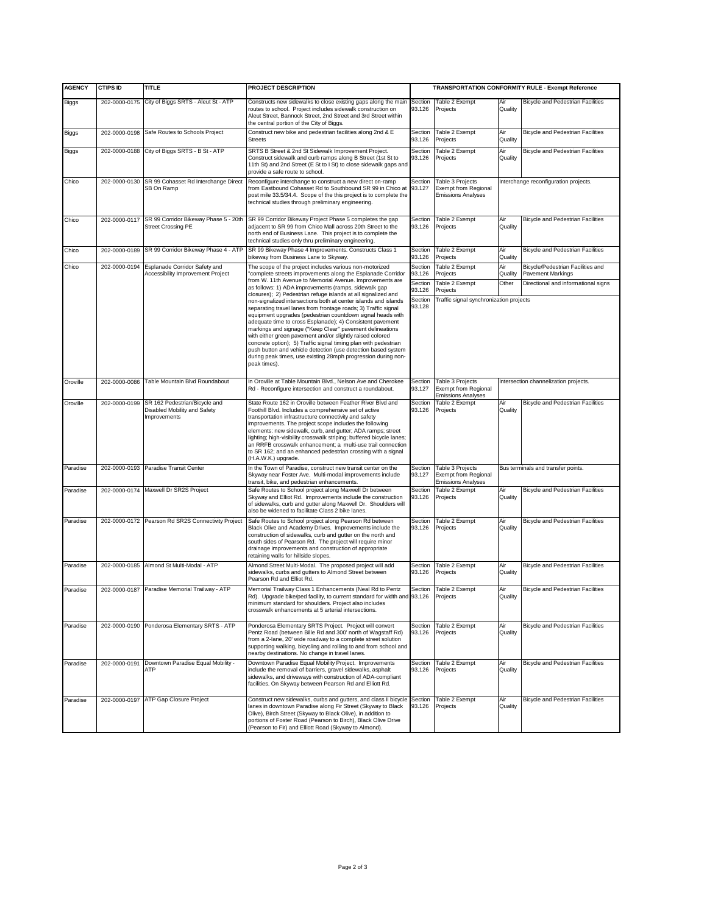| AGENCY | CTIPS ID | TITLE | PROJECT DESCRIPTION | TRANSPORTATION CONFORMITY RULE - Exempt Reference | | | |
|---|---|---|---|---|---|---|---|
| Biggs | 202-0000-0175 | City of Biggs SRTS - Aleut St - ATP | Constructs new sidewalks to close existing gaps along the main routes to school. Project includes sidewalk construction on Aleut Street, Bannock Street, 2nd Street and 3rd Street within the central portion of the City of Biggs. | Section 93.126 | Table 2 Exempt Projects | Air Quality | Bicycle and Pedestrian Facilities |
| Biggs | 202-0000-0198 | Safe Routes to Schools Project | Construct new bike and pedestrian facilities along 2nd & E Streets | Section 93.126 | Table 2 Exempt Projects | Air Quality | Bicycle and Pedestrian Facilities |
| Biggs | 202-0000-0188 | City of Biggs SRTS - B St - ATP | SRTS B Street & 2nd St Sidewalk Improvement Project. Construct sidewalk and curb ramps along B Street (1st St to 11th St) and 2nd Street (E St to I St) to close sidewalk gaps and provide a safe route to school. | Section 93.126 | Table 2 Exempt Projects | Air Quality | Bicycle and Pedestrian Facilities |
| Chico | 202-0000-0130 | SR 99 Cohasset Rd Interchange Direct SB On Ramp | Reconfigure interchange to construct a new direct on-ramp from Eastbound Cohasset Rd to Southbound SR 99 in Chico at post mile 33.5/34.4. Scope of the this project is to complete the technical studies through preliminary engineering. | Section 93.127 | Table 3 Projects Exempt from Regional Emissions Analyses | Interchange reconfiguration projects. | |
| Chico | 202-0000-0117 | SR 99 Corridor Bikeway Phase 5 - 20th Street Crossing PE | SR 99 Corridor Bikeway Project Phase 5 completes the gap adjacent to SR 99 from Chico Mall across 20th Street to the north end of Business Lane. This project is to complete the technical studies only thru preliminary engineering. | Section 93.126 | Table 2 Exempt Projects | Air Quality | Bicycle and Pedestrian Facilities |
| Chico | 202-0000-0189 | SR 99 Corridor Bikeway Phase 4 - ATP | SR 99 Bikeway Phase 4 Improvements. Constructs Class 1 bikeway from Business Lane to Skyway. | Section 93.126 | Table 2 Exempt Projects | Air Quality | Bicycle and Pedestrian Facilities |
| Chico | 202-0000-0194 | Esplanade Corridor Safety and Accessibility Improvement Project | The scope of the project includes various non-motorized "complete streets improvements along the Esplanade Corridor from W. 11th Avenue to Memorial Avenue. Improvements are as follows: 1) ADA improvements (ramps, sidewalk gap closures); 2) Pedestrian refuge islands at all signalized and non-signalized intersections both at center islands and islands separating travel lanes from frontage roads; 3) Traffic signal equipment upgrades (pedestrian countdown signal heads with adequate time to cross Esplanade); 4) Consistent pavement markings and signage ("Keep Clear" pavement delineations with either green pavement and/or slightly raised colored concrete option); 5) Traffic signal timing plan with pedestrian push button and vehicle detection (use detection based system during peak times, use existing 28mph progression during non-peak times). | Section 93.126 | Table 2 Exempt Projects | Air Quality | Bicycle/Pedestrian Facilities and Pavement Markings |
| | | | | Section 93.126 | Table 2 Exempt Projects | Other | Directional and informational signs |
| | | | | Section 93.128 | Traffic signal synchronization projects | | |
| Oroville | 202-0000-0086 | Table Mountain Blvd Roundabout | In Oroville at Table Mountain Blvd., Nelson Ave and Cherokee Rd - Reconfigure intersection and construct a roundabout. | Section 93.127 | Table 3 Projects Exempt from Regional Emissions Analyses | Intersection channelization projects. | |
| Oroville | 202-0000-0199 | SR 162 Pedestrian/Bicycle and Disabled Mobility and Safety Improvements | State Route 162 in Oroville between Feather River Blvd and Foothill Blvd. Includes a comprehensive set of active transportation infrastructure connectivity and safety improvements. The project scope includes the following elements: new sidewalk, curb, and gutter; ADA ramps; street lighting; high-visibility crosswalk striping; buffered bicycle lanes; an RRFB crosswalk enhancement; a multi-use trail connection to SR 162; and an enhanced pedestrian crossing with a signal (H.A.W.K.) upgrade. | Section 93.126 | Table 2 Exempt Projects | Air Quality | Bicycle and Pedestrian Facilities |
| Paradise | 202-0000-0193 | Paradise Transit Center | In the Town of Paradise, construct new transit center on the Skyway near Foster Ave. Multi-modal improvements include transit, bike, and pedestrian enhancements. | Section 93.127 | Table 3 Projects Exempt from Regional Emissions Analyses | Bus terminals and transfer points. | |
| Paradise | 202-0000-0174 | Maxwell Dr SR2S Project | Safe Routes to School project along Maxwell Dr between Skyway and Elliot Rd. Improvements include the construction of sidewalks, curb and gutter along Maxwell Dr. Shoulders will also be widened to facilitate Class 2 bike lanes. | Section 93.126 | Table 2 Exempt Projects | Air Quality | Bicycle and Pedestrian Facilities |
| Paradise | 202-0000-0172 | Pearson Rd SR2S Connectivity Project | Safe Routes to School project along Pearson Rd between Black Olive and Academy Drives. Improvements include the construction of sidewalks, curb and gutter on the north and south sides of Pearson Rd. The project will require minor drainage improvements and construction of appropriate retaining walls for hillside slopes. | Section 93.126 | Table 2 Exempt Projects | Air Quality | Bicycle and Pedestrian Facilities |
| Paradise | 202-0000-0185 | Almond St Multi-Modal - ATP | Almond Street Multi-Modal. The proposed project will add sidewalks, curbs and gutters to Almond Street between Pearson Rd and Elliot Rd. | Section 93.126 | Table 2 Exempt Projects | Air Quality | Bicycle and Pedestrian Facilities |
| Paradise | 202-0000-0187 | Paradise Memorial Trailway - ATP | Memorial Trailway Class 1 Enhancements (Neal Rd to Pentz Rd). Upgrade bike/ped facility, to current standard for width and minimum standard for shoulders. Project also includes crosswalk enhancements at 5 arterial intersections. | Section 93.126 | Table 2 Exempt Projects | Air Quality | Bicycle and Pedestrian Facilities |
| Paradise | 202-0000-0190 | Ponderosa Elementary SRTS - ATP | Ponderosa Elementary SRTS Project. Project will convert Pentz Road (between Bille Rd and 300' north of Wagstaff Rd) from a 2-lane, 20' wide roadway to a complete street solution supporting walking, bicycling and rolling to and from school and nearby destinations. No change in travel lanes. | Section 93.126 | Table 2 Exempt Projects | Air Quality | Bicycle and Pedestrian Facilities |
| Paradise | 202-0000-0191 | Downtown Paradise Equal Mobility - ATP | Downtown Paradise Equal Mobility Project. Improvements include the removal of barriers, gravel sidewalks, asphalt sidewalks, and driveways with construction of ADA-compliant facilities. On Skyway between Pearson Rd and Elliott Rd. | Section 93.126 | Table 2 Exempt Projects | Air Quality | Bicycle and Pedestrian Facilities |
| Paradise | 202-0000-0197 | ATP Gap Closure Project | Construct new sidewalks, curbs and gutters, and class II bicycle lanes in downtown Paradise along Fir Street (Skyway to Black Olive), Birch Street (Skyway to Black Olive), in addition to portions of Foster Road (Pearson to Birch), Black Olive Drive (Pearson to Fir) and Elliott Road (Skyway to Almond). | Section 93.126 | Table 2 Exempt Projects | Air Quality | Bicycle and Pedestrian Facilities |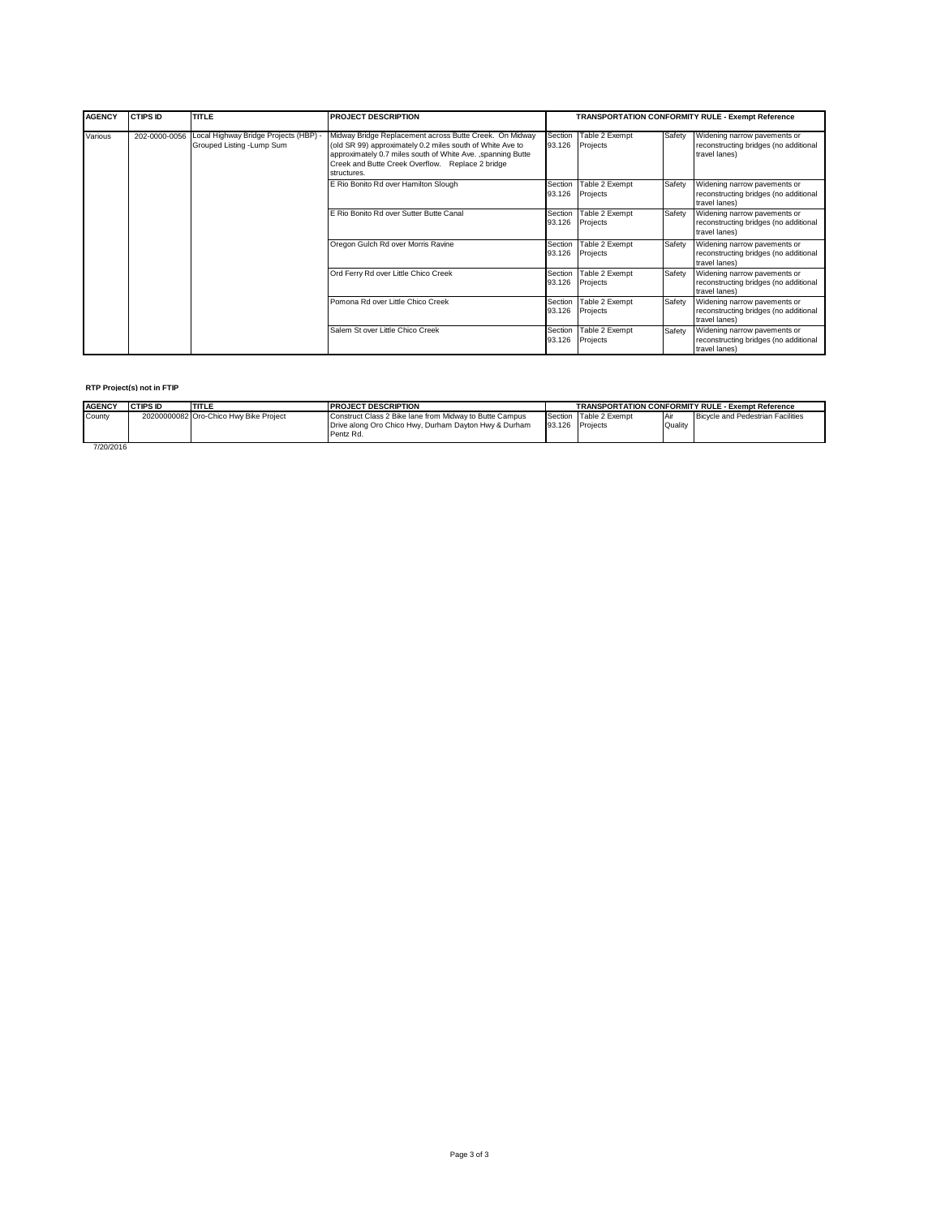| AGENCY | CTIPS ID | TITLE | PROJECT DESCRIPTION | TRANSPORTATION CONFORMITY RULE - Exempt Reference | | | |
|---|---|---|---|---|---|---|---|
| Various | 202-0000-0056 | Local Highway Bridge Projects (HBP) - Grouped Listing -Lump Sum | Midway Bridge Replacement across Butte Creek. On Midway (old SR 99) approximately 0.2 miles south of White Ave to approximately 0.7 miles south of White Ave. ,spanning Butte Creek and Butte Creek Overflow. Replace 2 bridge structures. | Section 93.126 | Table 2 Exempt Projects | Safety | Widening narrow pavements or reconstructing bridges (no additional travel lanes) |
| | | | E Rio Bonito Rd over Hamilton Slough | Section 93.126 | Table 2 Exempt Projects | Safety | Widening narrow pavements or reconstructing bridges (no additional travel lanes) |
| | | | E Rio Bonito Rd over Sutter Butte Canal | Section 93.126 | Table 2 Exempt Projects | Safety | Widening narrow pavements or reconstructing bridges (no additional travel lanes) |
| | | | Oregon Gulch Rd over Morris Ravine | Section 93.126 | Table 2 Exempt Projects | Safety | Widening narrow pavements or reconstructing bridges (no additional travel lanes) |
| | | | Ord Ferry Rd over Little Chico Creek | Section 93.126 | Table 2 Exempt Projects | Safety | Widening narrow pavements or reconstructing bridges (no additional travel lanes) |
| | | | Pomona Rd over Little Chico Creek | Section 93.126 | Table 2 Exempt Projects | Safety | Widening narrow pavements or reconstructing bridges (no additional travel lanes) |
| | | | Salem St over Little Chico Creek | Section 93.126 | Table 2 Exempt Projects | Safety | Widening narrow pavements or reconstructing bridges (no additional travel lanes) |

**RTP Project(s) not in FTIP**

| AGENCY | CTIPS ID | TITLE | PROJECT DESCRIPTION | TRANSPORTATION CONFORMITY RULE - Exempt Reference | | | |
|---|---|---|---|---|---|---|---|
| County | 20200000082 | Oro-Chico Hwy Bike Project | Construct Class 2 Bike lane from Midway to Butte Campus Drive along Oro Chico Hwy, Durham Dayton Hwy & Durham Pentz Rd. | Section 93.126 | Table 2 Exempt Projects | Air Quality | Bicycle and Pedestrian Facilities |

7/20/2016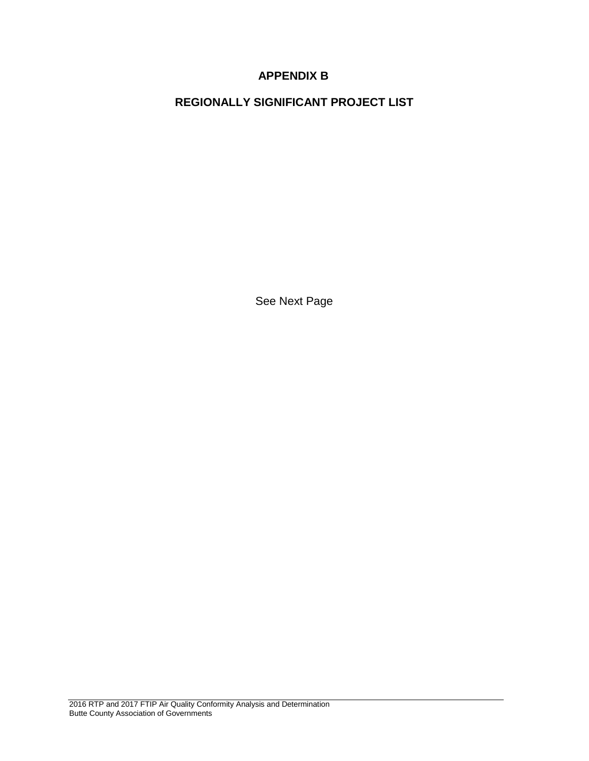# APPENDIX B

# REGIONALLY SIGNIFICANT PROJECT LIST

See Next Page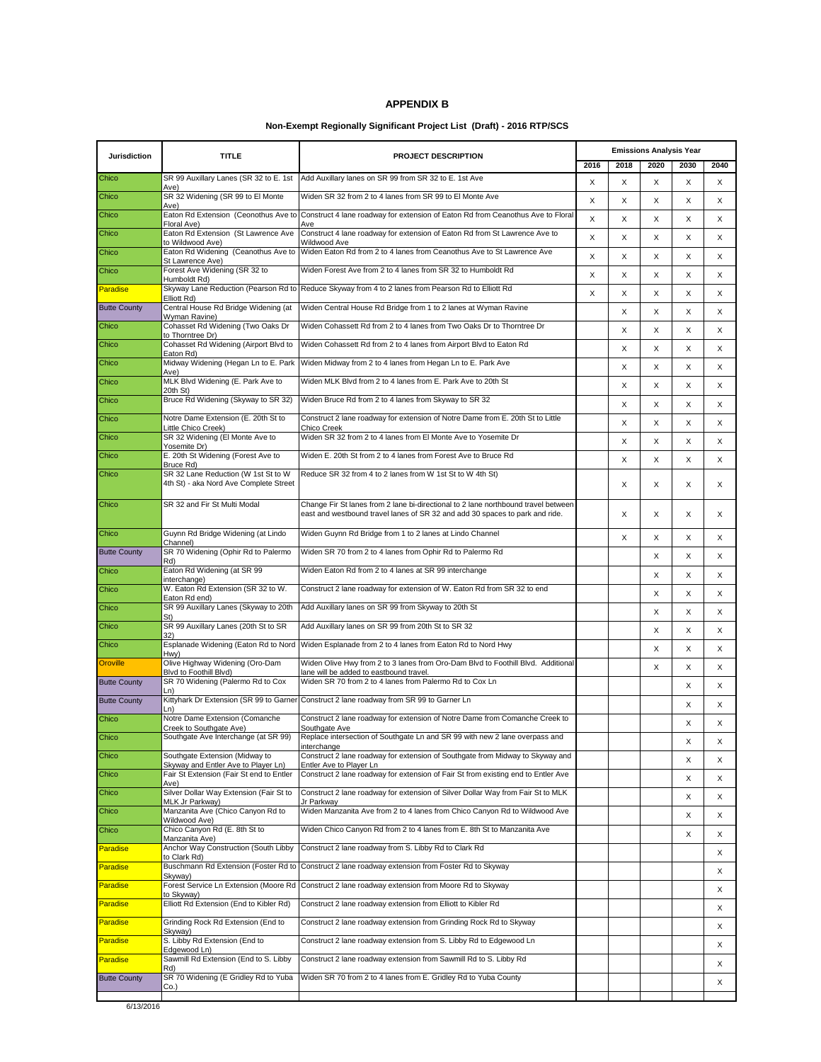# APPENDIX B

## Non-Exempt Regionally Significant Project List (Draft) - 2016 RTP/SCS

| Jurisdiction | TITLE | PROJECT DESCRIPTION | Emissions Analysis Year | | | | |
|---|---|---|---|---|---|---|---|
| | | | 2016 | 2018 | 2020 | 2030 | 2040 |
| Chico | SR 99 Auxillary Lanes (SR 32 to E. 1st Ave) | Add Auxillary lanes on SR 99 from SR 32 to E. 1st Ave | X | X | X | X | X |
| Chico | SR 32 Widening (SR 99 to El Monte Ave) | Widen SR 32 from 2 to 4 lanes from SR 99 to El Monte Ave | X | X | X | X | X |
| Chico | Eaton Rd Extension (Ceonothus Ave to Floral Ave) | Construct 4 lane roadway for extension of Eaton Rd from Ceanothus Ave to Floral Ave | X | X | X | X | X |
| Chico | Eaton Rd Extension (St Lawrence Ave to Wildwood Ave) | Construct 4 lane roadway for extension of Eaton Rd from St Lawrence Ave to Wildwood Ave | X | X | X | X | X |
| Chico | Eaton Rd Widening (Ceanothus Ave to St Lawrence Ave) | Widen Eaton Rd from 2 to 4 lanes from Ceanothus Ave to St Lawrence Ave | X | X | X | X | X |
| Chico | Forest Ave Widening (SR 32 to Humboldt Rd) | Widen Forest Ave from 2 to 4 lanes from SR 32 to Humboldt Rd | X | X | X | X | X |
| Paradise | Skyway Lane Reduction (Pearson Rd to Elliott Rd) | Reduce Skyway from 4 to 2 lanes from Pearson Rd to Elliott Rd | X | X | X | X | X |
| Butte County | Central House Rd Bridge Widening (at Wyman Ravine) | Widen Central House Rd Bridge from 1 to 2 lanes at Wyman Ravine | | X | X | X | X |
| Chico | Cohasset Rd Widening (Two Oaks Dr to Thorntree Dr) | Widen Cohassett Rd from 2 to 4 lanes from Two Oaks Dr to Thorntree Dr | | X | X | X | X |
| Chico | Cohasset Rd Widening (Airport Blvd to Eaton Rd) | Widen Cohassett Rd from 2 to 4 lanes from Airport Blvd to Eaton Rd | | X | X | X | X |
| Chico | Midway Widening (Hegan Ln to E. Park Ave) | Widen Midway from 2 to 4 lanes from Hegan Ln to E. Park Ave | | X | X | X | X |
| Chico | MLK Blvd Widening (E. Park Ave to 20th St) | Widen MLK Blvd from 2 to 4 lanes from E. Park Ave to 20th St | | X | X | X | X |
| Chico | Bruce Rd Widening (Skyway to SR 32) | Widen Bruce Rd from 2 to 4 lanes from Skyway to SR 32 | | X | X | X | X |
| Chico | Notre Dame Extension (E. 20th St to Little Chico Creek) | Construct 2 lane roadway for extension of Notre Dame from E. 20th St to Little Chico Creek | | X | X | X | X |
| Chico | SR 32 Widening (El Monte Ave to Yosemite Dr) | Widen SR 32 from 2 to 4 lanes from El Monte Ave to Yosemite Dr | | X | X | X | X |
| Chico | E. 20th St Widening (Forest Ave to Bruce Rd) | Widen E. 20th St from 2 to 4 lanes from Forest Ave to Bruce Rd | | X | X | X | X |
| Chico | SR 32 Lane Reduction (W 1st St to W 4th St) - aka Nord Ave Complete Street | Reduce SR 32 from 4 to 2 lanes from W 1st St to W 4th St) | | X | X | X | X |
| Chico | SR 32 and Fir St Multi Modal | Change Fir St lanes from 2 lane bi-directional to 2 lane northbound travel between east and westbound travel lanes of SR 32 and add 30 spaces to park and ride. | | X | X | X | X |
| Chico | Guynn Rd Bridge Widening (at Lindo Channel) | Widen Guynn Rd Bridge from 1 to 2 lanes at Lindo Channel | | X | X | X | X |
| Butte County | SR 70 Widening (Ophir Rd to Palermo Rd) | Widen SR 70 from 2 to 4 lanes from Ophir Rd to Palermo Rd | | | X | X | X |
| Chico | Eaton Rd Widening (at SR 99 interchange) | Widen Eaton Rd from 2 to 4 lanes at SR 99 interchange | | | X | X | X |
| Chico | W. Eaton Rd Extension (SR 32 to W. Eaton Rd end) | Construct 2 lane roadway for extension of W. Eaton Rd from SR 32 to end | | | X | X | X |
| Chico | SR 99 Auxillary Lanes (Skyway to 20th St) | Add Auxillary lanes on SR 99 from Skyway to 20th St | | | X | X | X |
| Chico | SR 99 Auxillary Lanes (20th St to SR 32) | Add Auxillary lanes on SR 99 from 20th St to SR 32 | | | X | X | X |
| Chico | Esplanade Widening (Eaton Rd to Nord Hwy) | Widen Esplanade from 2 to 4 lanes from Eaton Rd to Nord Hwy | | | X | X | X |
| Oroville | Olive Highway Widening (Oro-Dam Blvd to Foothill Blvd) | Widen Olive Hwy from 2 to 3 lanes from Oro-Dam Blvd to Foothill Blvd. Additional lane will be added to eastbound travel. | | | X | X | X |
| Butte County | SR 70 Widening (Palermo Rd to Cox Ln) | Widen SR 70 from 2 to 4 lanes from Palermo Rd to Cox Ln | | | | X | X |
| Butte County | Kittyhark Dr Extension (SR 99 to Garner Ln) | Construct 2 lane roadway from SR 99 to Garner Ln | | | | X | X |
| Chico | Notre Dame Extension (Comanche Creek to Southgate Ave) | Construct 2 lane roadway for extension of Notre Dame from Comanche Creek to Southgate Ave | | | | X | X |
| Chico | Southgate Ave Interchange (at SR 99) | Replace intersection of Southgate Ln and SR 99 with new 2 lane overpass and interchange | | | | X | X |
| Chico | Southgate Extension (Midway to Skyway and Entler Ave to Player Ln) | Construct 2 lane roadway for extension of Southgate from Midway to Skyway and Entler Ave to Player Ln | | | | X | X |
| Chico | Fair St Extension (Fair St end to Entler Ave) | Construct 2 lane roadway for extension of Fair St from existing end to Entler Ave | | | | X | X |
| Chico | Silver Dollar Way Extension (Fair St to MLK Jr Parkway) | Construct 2 lane roadway for extension of Silver Dollar Way from Fair St to MLK Jr Parkway | | | | X | X |
| Chico | Manzanita Ave (Chico Canyon Rd to Wildwood Ave) | Widen Manzanita Ave from 2 to 4 lanes from Chico Canyon Rd to Wildwood Ave | | | | X | X |
| Chico | Chico Canyon Rd (E. 8th St to Manzanita Ave) | Widen Chico Canyon Rd from 2 to 4 lanes from E. 8th St to Manzanita Ave | | | | X | X |
| Paradise | Anchor Way Construction (South Libby to Clark Rd) | Construct 2 lane roadway from S. Libby Rd to Clark Rd | | | | | X |
| Paradise | Buschmann Rd Extension (Foster Rd to Skyway) | Construct 2 lane roadway extension from Foster Rd to Skyway | | | | | X |
| Paradise | Forest Service Ln Extension (Moore Rd to Skyway) | Construct 2 lane roadway extension from Moore Rd to Skyway | | | | | X |
| Paradise | Elliott Rd Extension (End to Kibler Rd) | Construct 2 lane roadway extension from Elliott to Kibler Rd | | | | | X |
| Paradise | Grinding Rock Rd Extension (End to Skyway) | Construct 2 lane roadway extension from Grinding Rock Rd to Skyway | | | | | X |
| Paradise | S. Libby Rd Extension (End to Edgewood Ln) | Construct 2 lane roadway extension from S. Libby Rd to Edgewood Ln | | | | | X |
| Paradise | Sawmill Rd Extension (End to S. Libby Rd) | Construct 2 lane roadway extension from Sawmill Rd to S. Libby Rd | | | | | X |
| Butte County | SR 70 Widening (E Gridley Rd to Yuba Co.) | Widen SR 70 from 2 to 4 lanes from E. Gridley Rd to Yuba County | | | | | X |

6/13/2016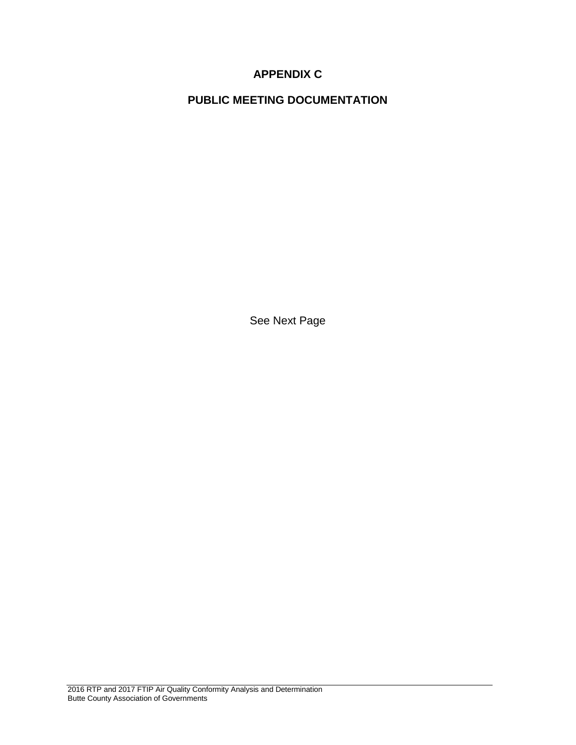# APPENDIX C

## PUBLIC MEETING DOCUMENTATION

See Next Page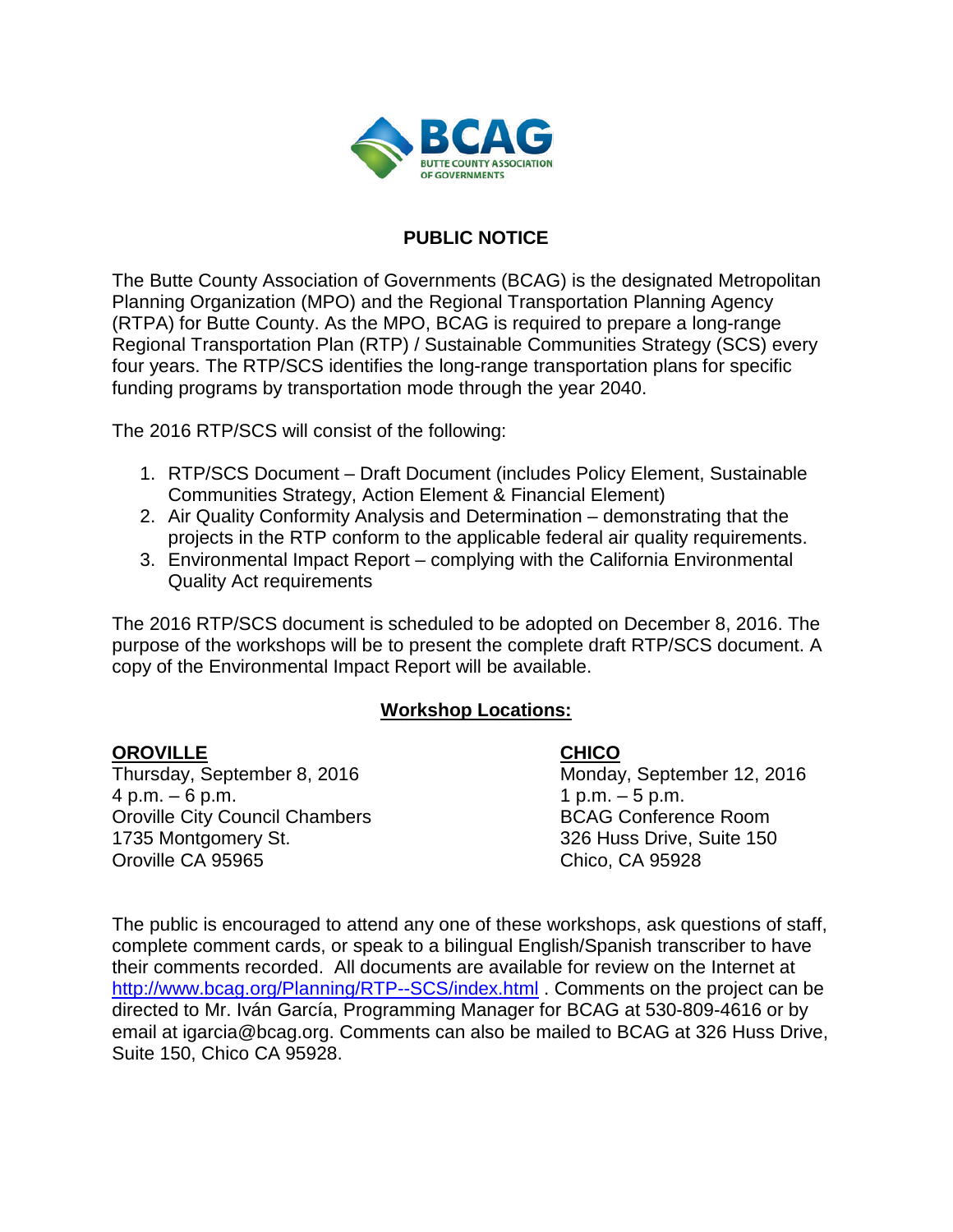BCAG

BUTTE COUNTY ASSOCIATION OF GOVERNMENTS

## PUBLIC NOTICE

The Butte County Association of Governments (BCAG) is the designated Metropolitan Planning Organization (MPO) and the Regional Transportation Planning Agency (RTPA) for Butte County. As the MPO, BCAG is required to prepare a long-range Regional Transportation Plan (RTP) / Sustainable Communities Strategy (SCS) every four years. The RTP/SCS identifies the long-range transportation plans for specific funding programs by transportation mode through the year 2040.

The 2016 RTP/SCS will consist of the following:

1. RTP/SCS Document – Draft Document (includes Policy Element, Sustainable Communities Strategy, Action Element & Financial Element)
2. Air Quality Conformity Analysis and Determination – demonstrating that the projects in the RTP conform to the applicable federal air quality requirements.
3. Environmental Impact Report – complying with the California Environmental Quality Act requirements

The 2016 RTP/SCS document is scheduled to be adopted on December 8, 2016. The purpose of the workshops will be to present the complete draft RTP/SCS document. A copy of the Environmental Impact Report will be available.

### Workshop Locations:

**OROVILLE**
Thursday, September 8, 2016
4 p.m. – 6 p.m.
Oroville City Council Chambers
1735 Montgomery St.
Oroville CA 95965

**CHICO**
Monday, September 12, 2016
1 p.m. – 5 p.m.
BCAG Conference Room
326 Huss Drive, Suite 150
Chico, CA 95928

The public is encouraged to attend any one of these workshops, ask questions of staff, complete comment cards, or speak to a bilingual English/Spanish transcriber to have their comments recorded. All documents are available for review on the Internet at http://www.bcag.org/Planning/RTP--SCS/index.html . Comments on the project can be directed to Mr. Iván García, Programming Manager for BCAG at 530-809-4616 or by email at igarcia@bcag.org. Comments can also be mailed to BCAG at 326 Huss Drive, Suite 150, Chico CA 95928.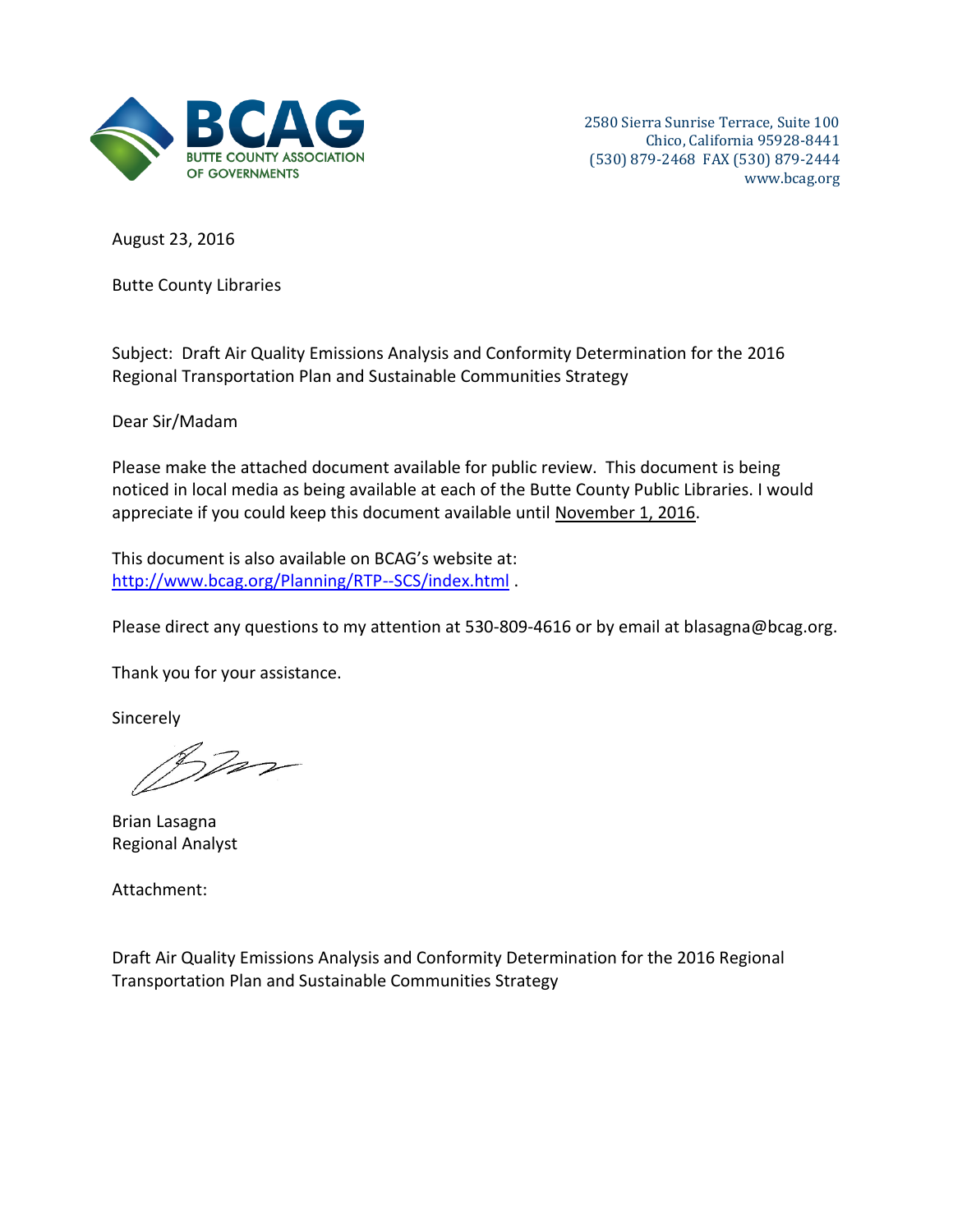**BCAG**
BUTTE COUNTY ASSOCIATION OF GOVERNMENTS

2580 Sierra Sunrise Terrace, Suite 100
Chico, California 95928-8441
(530) 879-2468 FAX (530) 879-2444
www.bcag.org

August 23, 2016

Butte County Libraries

Subject: Draft Air Quality Emissions Analysis and Conformity Determination for the 2016 Regional Transportation Plan and Sustainable Communities Strategy

Dear Sir/Madam

Please make the attached document available for public review. This document is being noticed in local media as being available at each of the Butte County Public Libraries. I would appreciate if you could keep this document available until November 1, 2016.

This document is also available on BCAG's website at:
http://www.bcag.org/Planning/RTP--SCS/index.html .

Please direct any questions to my attention at 530-809-4616 or by email at blasagna@bcag.org.

Thank you for your assistance.

Sincerely

Brian Lasagna
Regional Analyst

Attachment:

Draft Air Quality Emissions Analysis and Conformity Determination for the 2016 Regional Transportation Plan and Sustainable Communities Strategy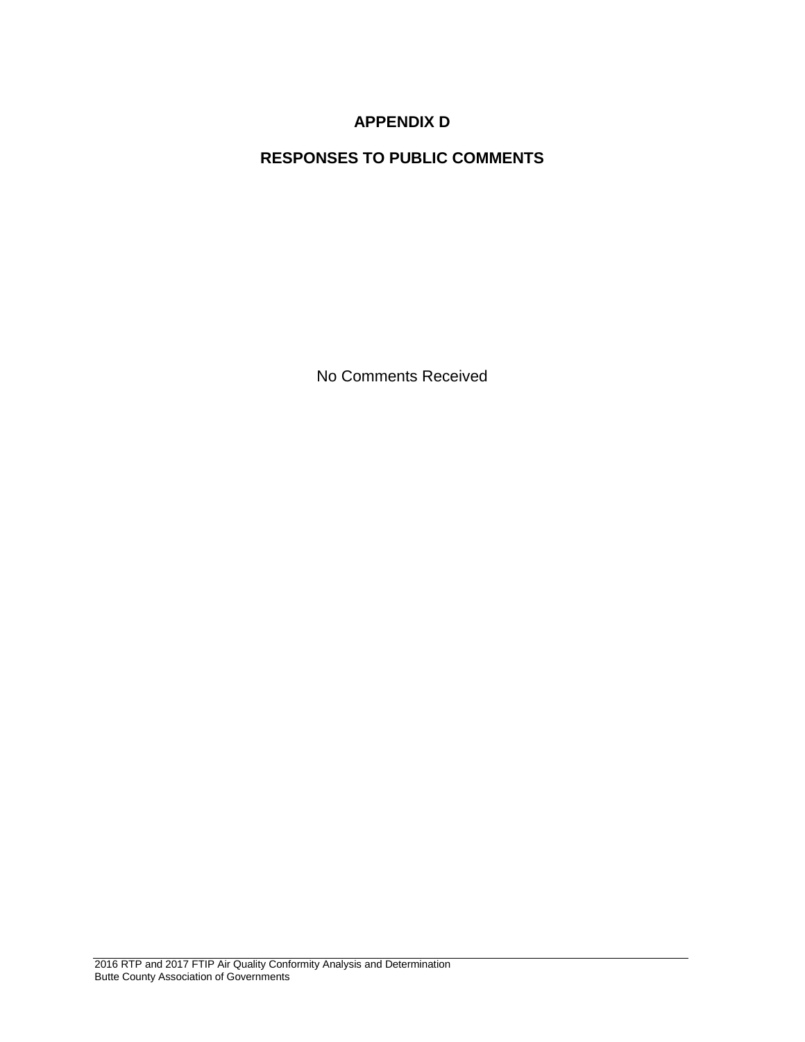# APPENDIX D

# RESPONSES TO PUBLIC COMMENTS

No Comments Received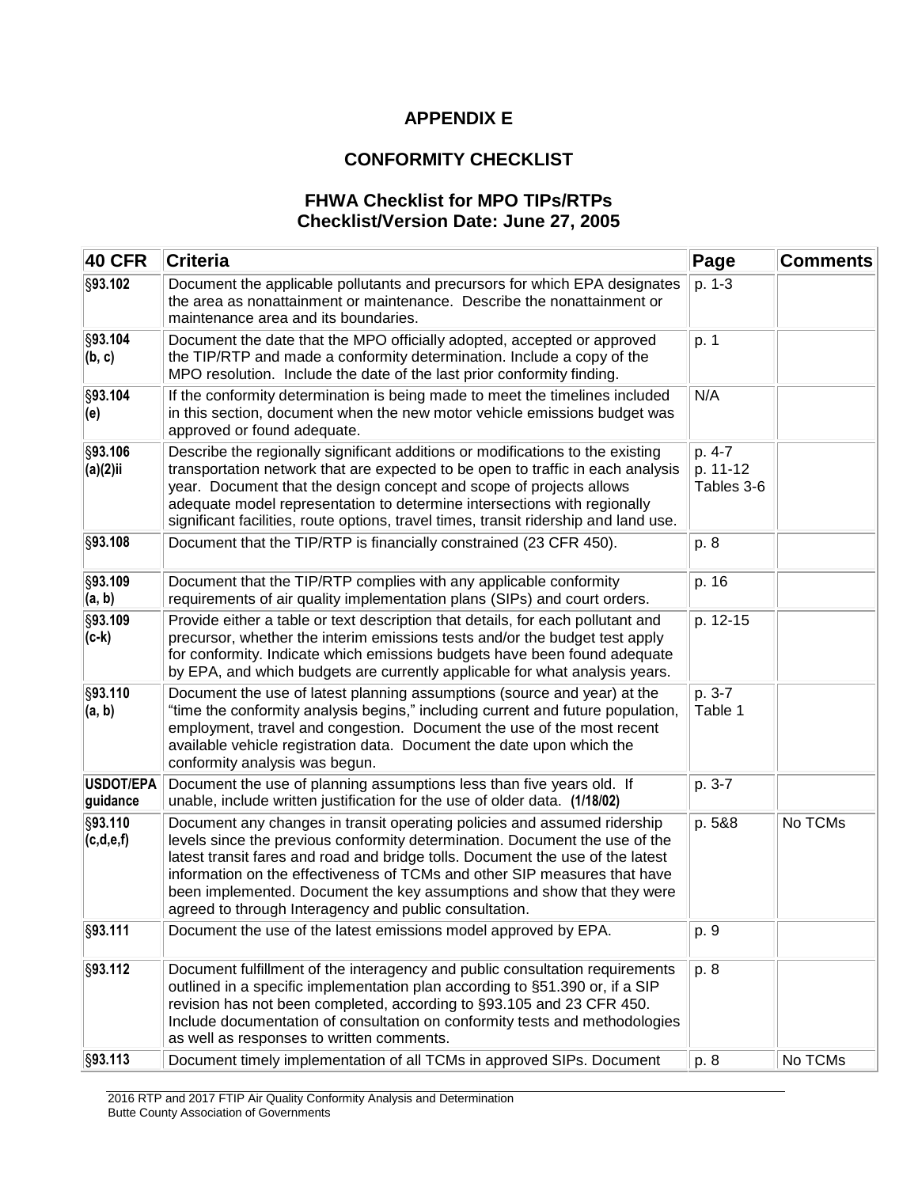# APPENDIX E

## CONFORMITY CHECKLIST

### FHWA Checklist for MPO TIPs/RTPs
### Checklist/Version Date: June 27, 2005

| 40 CFR | Criteria | Page | Comments |
|---|---|---|---|
| §93.102 | Document the applicable pollutants and precursors for which EPA designates the area as nonattainment or maintenance. Describe the nonattainment or maintenance area and its boundaries. | p. 1-3 | |
| §93.104 (b, c) | Document the date that the MPO officially adopted, accepted or approved the TIP/RTP and made a conformity determination. Include a copy of the MPO resolution. Include the date of the last prior conformity finding. | p. 1 | |
| §93.104 (e) | If the conformity determination is being made to meet the timelines included in this section, document when the new motor vehicle emissions budget was approved or found adequate. | N/A | |
| §93.106 (a)(2)ii | Describe the regionally significant additions or modifications to the existing transportation network that are expected to be open to traffic in each analysis year. Document that the design concept and scope of projects allows adequate model representation to determine intersections with regionally significant facilities, route options, travel times, transit ridership and land use. | p. 4-7<br>p. 11-12<br>Tables 3-6 | |
| §93.108 | Document that the TIP/RTP is financially constrained (23 CFR 450). | p. 8 | |
| §93.109 (a, b) | Document that the TIP/RTP complies with any applicable conformity requirements of air quality implementation plans (SIPs) and court orders. | p. 16 | |
| §93.109 (c-k) | Provide either a table or text description that details, for each pollutant and precursor, whether the interim emissions tests and/or the budget test apply for conformity. Indicate which emissions budgets have been found adequate by EPA, and which budgets are currently applicable for what analysis years. | p. 12-15 | |
| §93.110 (a, b) | Document the use of latest planning assumptions (source and year) at the "time the conformity analysis begins," including current and future population, employment, travel and congestion. Document the use of the most recent available vehicle registration data. Document the date upon which the conformity analysis was begun. | p. 3-7<br>Table 1 | |
| USDOT/EPA guidance | Document the use of planning assumptions less than five years old. If unable, include written justification for the use of older data. **(1/18/02)** | p. 3-7 | |
| §93.110 (c,d,e,f) | Document any changes in transit operating policies and assumed ridership levels since the previous conformity determination. Document the use of the latest transit fares and road and bridge tolls. Document the use of the latest information on the effectiveness of TCMs and other SIP measures that have been implemented. Document the key assumptions and show that they were agreed to through Interagency and public consultation. | p. 5&8 | No TCMs |
| §93.111 | Document the use of the latest emissions model approved by EPA. | p. 9 | |
| §93.112 | Document fulfillment of the interagency and public consultation requirements outlined in a specific implementation plan according to §51.390 or, if a SIP revision has not been completed, according to §93.105 and 23 CFR 450. Include documentation of consultation on conformity tests and methodologies as well as responses to written comments. | p. 8 | |
| §93.113 | Document timely implementation of all TCMs in approved SIPs. Document | p. 8 | No TCMs |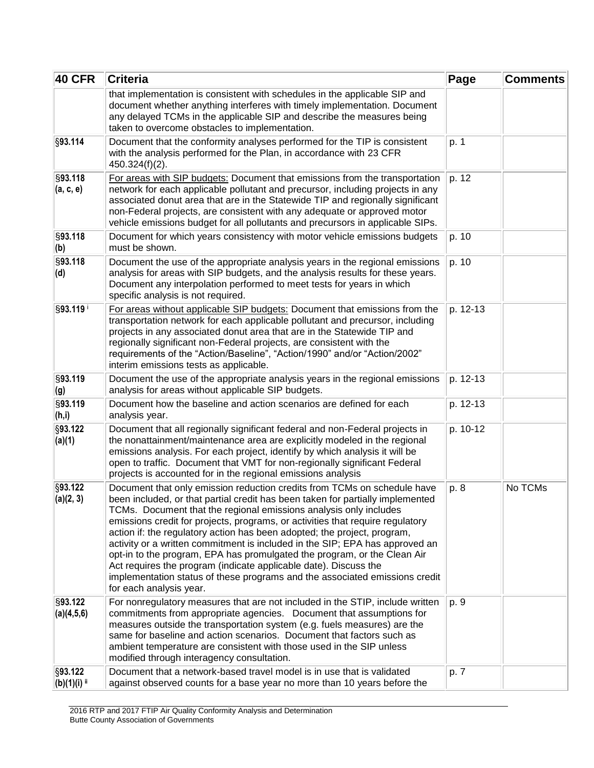| 40 CFR | Criteria | Page | Comments |
|---|---|---|---|
| | that implementation is consistent with schedules in the applicable SIP and document whether anything interferes with timely implementation. Document any delayed TCMs in the applicable SIP and describe the measures being taken to overcome obstacles to implementation. | | |
| §93.114 | Document that the conformity analyses performed for the TIP is consistent with the analysis performed for the Plan, in accordance with 23 CFR 450.324(f)(2). | p. 1 | |
| §93.118 (a, c, e) | For areas with SIP budgets: Document that emissions from the transportation network for each applicable pollutant and precursor, including projects in any associated donut area that are in the Statewide TIP and regionally significant non-Federal projects, are consistent with any adequate or approved motor vehicle emissions budget for all pollutants and precursors in applicable SIPs. | p. 12 | |
| §93.118 (b) | Document for which years consistency with motor vehicle emissions budgets must be shown. | p. 10 | |
| §93.118 (d) | Document the use of the appropriate analysis years in the regional emissions analysis for areas with SIP budgets, and the analysis results for these years. Document any interpolation performed to meet tests for years in which specific analysis is not required. | p. 10 | |
| §93.119 [i] | For areas without applicable SIP budgets: Document that emissions from the transportation network for each applicable pollutant and precursor, including projects in any associated donut area that are in the Statewide TIP and regionally significant non-Federal projects, are consistent with the requirements of the "Action/Baseline", "Action/1990" and/or "Action/2002" interim emissions tests as applicable. | p. 12-13 | |
| §93.119 (g) | Document the use of the appropriate analysis years in the regional emissions analysis for areas without applicable SIP budgets. | p. 12-13 | |
| §93.119 (h,i) | Document how the baseline and action scenarios are defined for each analysis year. | p. 12-13 | |
| §93.122 (a)(1) | Document that all regionally significant federal and non-Federal projects in the nonattainment/maintenance area are explicitly modeled in the regional emissions analysis. For each project, identify by which analysis it will be open to traffic. Document that VMT for non-regionally significant Federal projects is accounted for in the regional emissions analysis | p. 10-12 | |
| §93.122 (a)(2, 3) | Document that only emission reduction credits from TCMs on schedule have been included, or that partial credit has been taken for partially implemented TCMs. Document that the regional emissions analysis only includes emissions credit for projects, programs, or activities that require regulatory action if: the regulatory action has been adopted; the project, program, activity or a written commitment is included in the SIP; EPA has approved an opt-in to the program, EPA has promulgated the program, or the Clean Air Act requires the program (indicate applicable date). Discuss the implementation status of these programs and the associated emissions credit for each analysis year. | p. 8 | No TCMs |
| §93.122 (a)(4,5,6) | For nonregulatory measures that are not included in the STIP, include written commitments from appropriate agencies. Document that assumptions for measures outside the transportation system (e.g. fuels measures) are the same for baseline and action scenarios. Document that factors such as ambient temperature are consistent with those used in the SIP unless modified through interagency consultation. | p. 9 | |
| §93.122 (b)(1)(i) [ii] | Document that a network-based travel model is in use that is validated against observed counts for a base year no more than 10 years before the | p. 7 | |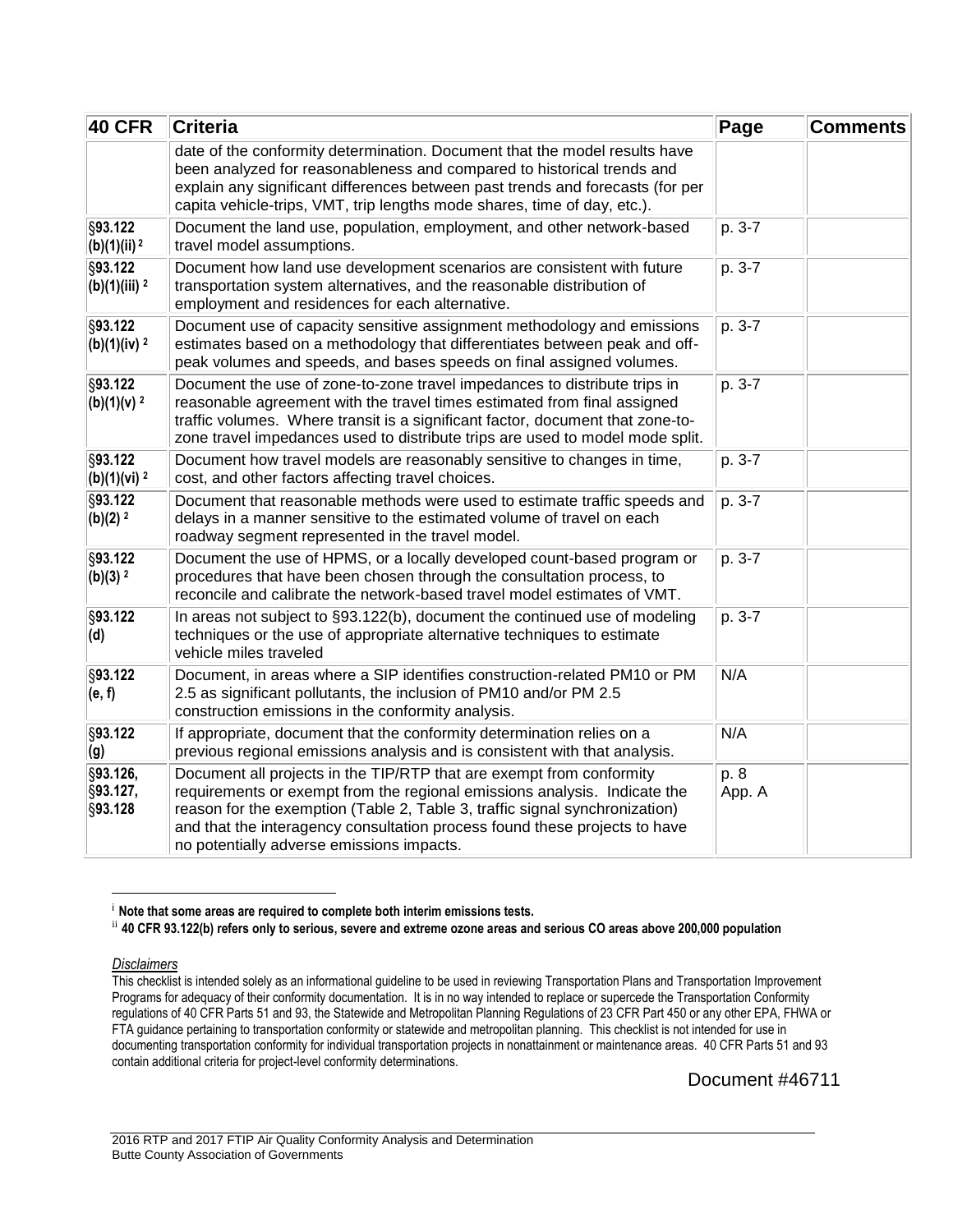| 40 CFR | Criteria | Page | Comments |
|---|---|---|---|
| | date of the conformity determination. Document that the model results have been analyzed for reasonableness and compared to historical trends and explain any significant differences between past trends and forecasts (for per capita vehicle-trips, VMT, trip lengths mode shares, time of day, etc.). | | |
| §93.122 (b)(1)(ii) [2] | Document the land use, population, employment, and other network-based travel model assumptions. | p. 3-7 | |
| §93.122 (b)(1)(iii) [2] | Document how land use development scenarios are consistent with future transportation system alternatives, and the reasonable distribution of employment and residences for each alternative. | p. 3-7 | |
| §93.122 (b)(1)(iv) [2] | Document use of capacity sensitive assignment methodology and emissions estimates based on a methodology that differentiates between peak and off-peak volumes and speeds, and bases speeds on final assigned volumes. | p. 3-7 | |
| §93.122 (b)(1)(v) [2] | Document the use of zone-to-zone travel impedances to distribute trips in reasonable agreement with the travel times estimated from final assigned traffic volumes. Where transit is a significant factor, document that zone-to-zone travel impedances used to distribute trips are used to model mode split. | p. 3-7 | |
| §93.122 (b)(1)(vi) [2] | Document how travel models are reasonably sensitive to changes in time, cost, and other factors affecting travel choices. | p. 3-7 | |
| §93.122 (b)(2) [2] | Document that reasonable methods were used to estimate traffic speeds and delays in a manner sensitive to the estimated volume of travel on each roadway segment represented in the travel model. | p. 3-7 | |
| §93.122 (b)(3) [2] | Document the use of HPMS, or a locally developed count-based program or procedures that have been chosen through the consultation process, to reconcile and calibrate the network-based travel model estimates of VMT. | p. 3-7 | |
| §93.122 (d) | In areas not subject to §93.122(b), document the continued use of modeling techniques or the use of appropriate alternative techniques to estimate vehicle miles traveled | p. 3-7 | |
| §93.122 (e, f) | Document, in areas where a SIP identifies construction-related PM10 or PM 2.5 as significant pollutants, the inclusion of PM10 and/or PM 2.5 construction emissions in the conformity analysis. | N/A | |
| §93.122 (g) | If appropriate, document that the conformity determination relies on a previous regional emissions analysis and is consistent with that analysis. | N/A | |
| §93.126, §93.127, §93.128 | Document all projects in the TIP/RTP that are exempt from conformity requirements or exempt from the regional emissions analysis. Indicate the reason for the exemption (Table 2, Table 3, traffic signal synchronization) and that the interagency consultation process found these projects to have no potentially adverse emissions impacts. | p. 8 App. A | |

[i] **Note that some areas are required to complete both interim emissions tests.**

[ii] **40 CFR 93.122(b) refers only to serious, severe and extreme ozone areas and serious CO areas above 200,000 population**

*Disclaimers*

This checklist is intended solely as an informational guideline to be used in reviewing Transportation Plans and Transportation Improvement Programs for adequacy of their conformity documentation. It is in no way intended to replace or supercede the Transportation Conformity regulations of 40 CFR Parts 51 and 93, the Statewide and Metropolitan Planning Regulations of 23 CFR Part 450 or any other EPA, FHWA or FTA guidance pertaining to transportation conformity or statewide and metropolitan planning. This checklist is not intended for use in documenting transportation conformity for individual transportation projects in nonattainment or maintenance areas. 40 CFR Parts 51 and 93 contain additional criteria for project-level conformity determinations.

Document #46711